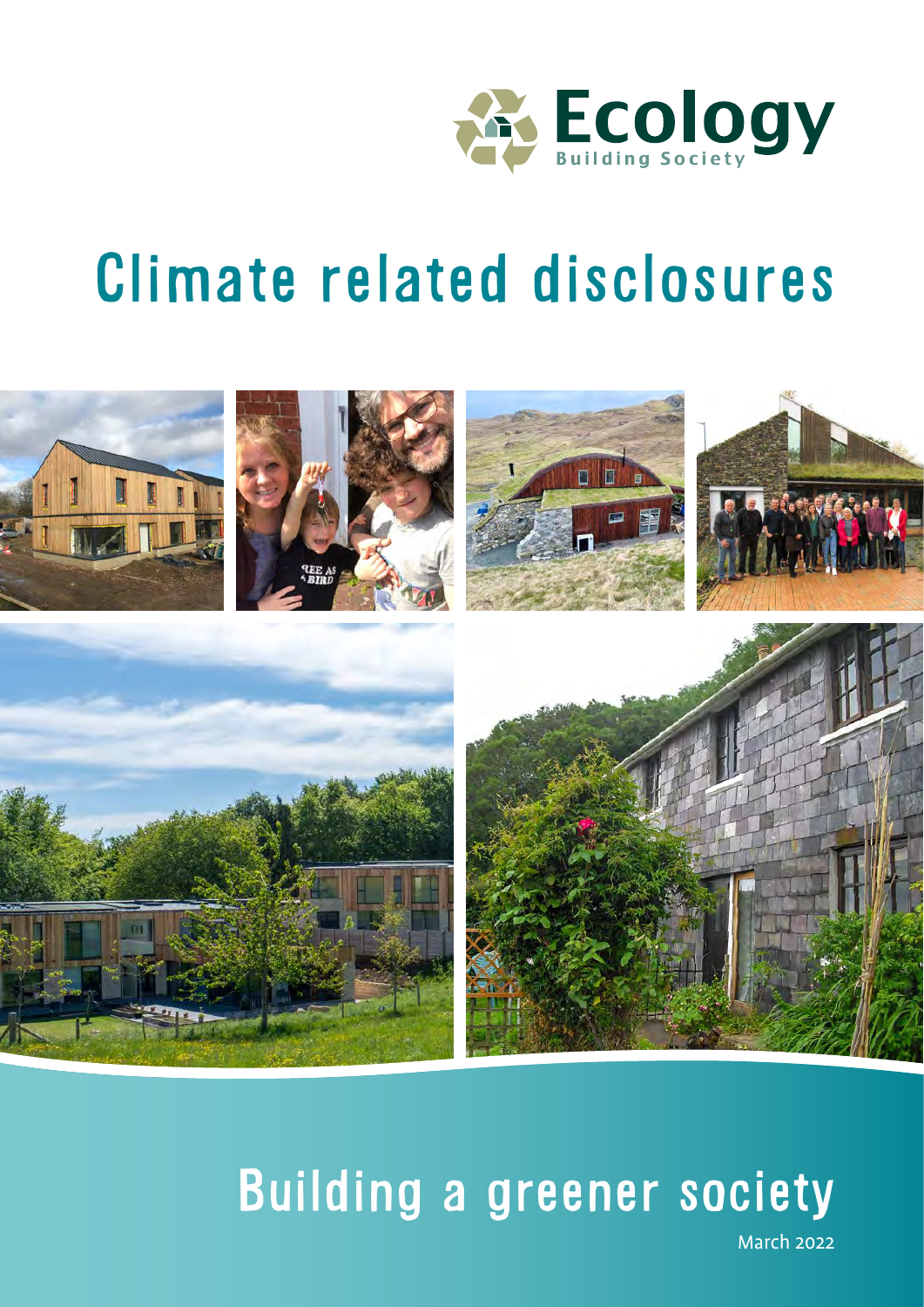Ecology Building Society

# Climate related disclosures

## Building a greener society

March 2022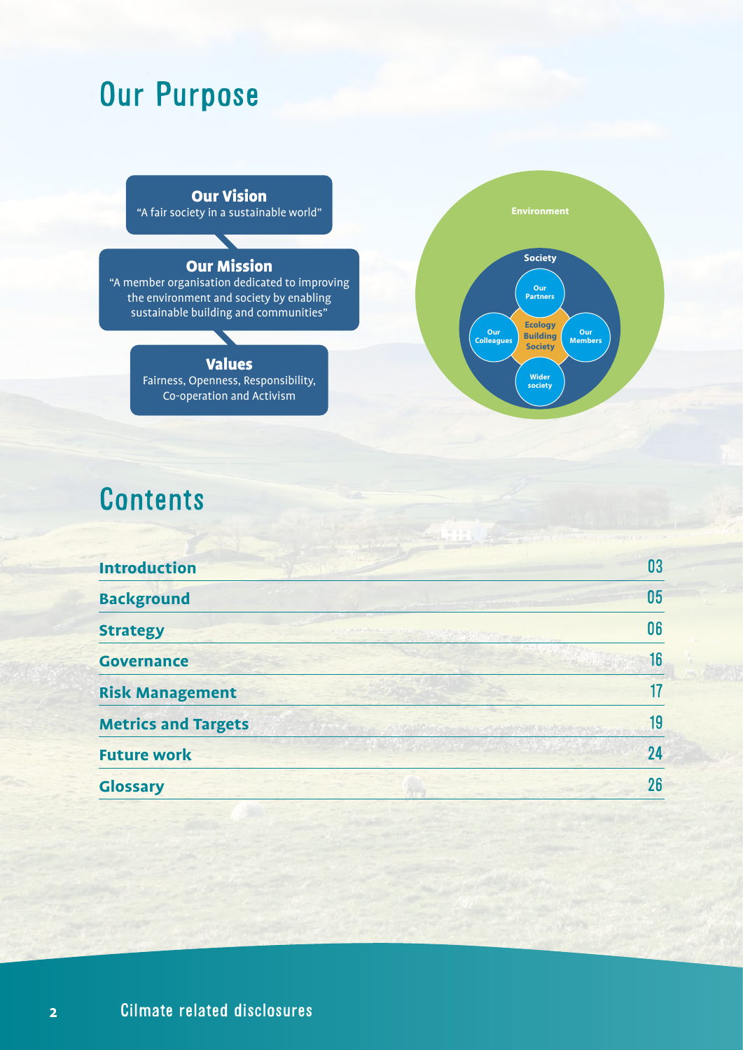# Our Purpose

**Our Vision**
"A fair society in a sustainable world"

**Our Mission**
"A member organisation dedicated to improving the environment and society by enabling sustainable building and communities"

**Values**
Fairness, Openness, Responsibility, Co-operation and Activism

Environment

Society

Our Partners

Our Colleagues

Ecology Building Society

Our Members

Wider society

# Contents

| | |
|---|---|
| **Introduction** | 03 |
| **Background** | 05 |
| **Strategy** | 06 |
| **Governance** | 16 |
| **Risk Management** | 17 |
| **Metrics and Targets** | 19 |
| **Future work** | 24 |
| **Glossary** | 26 |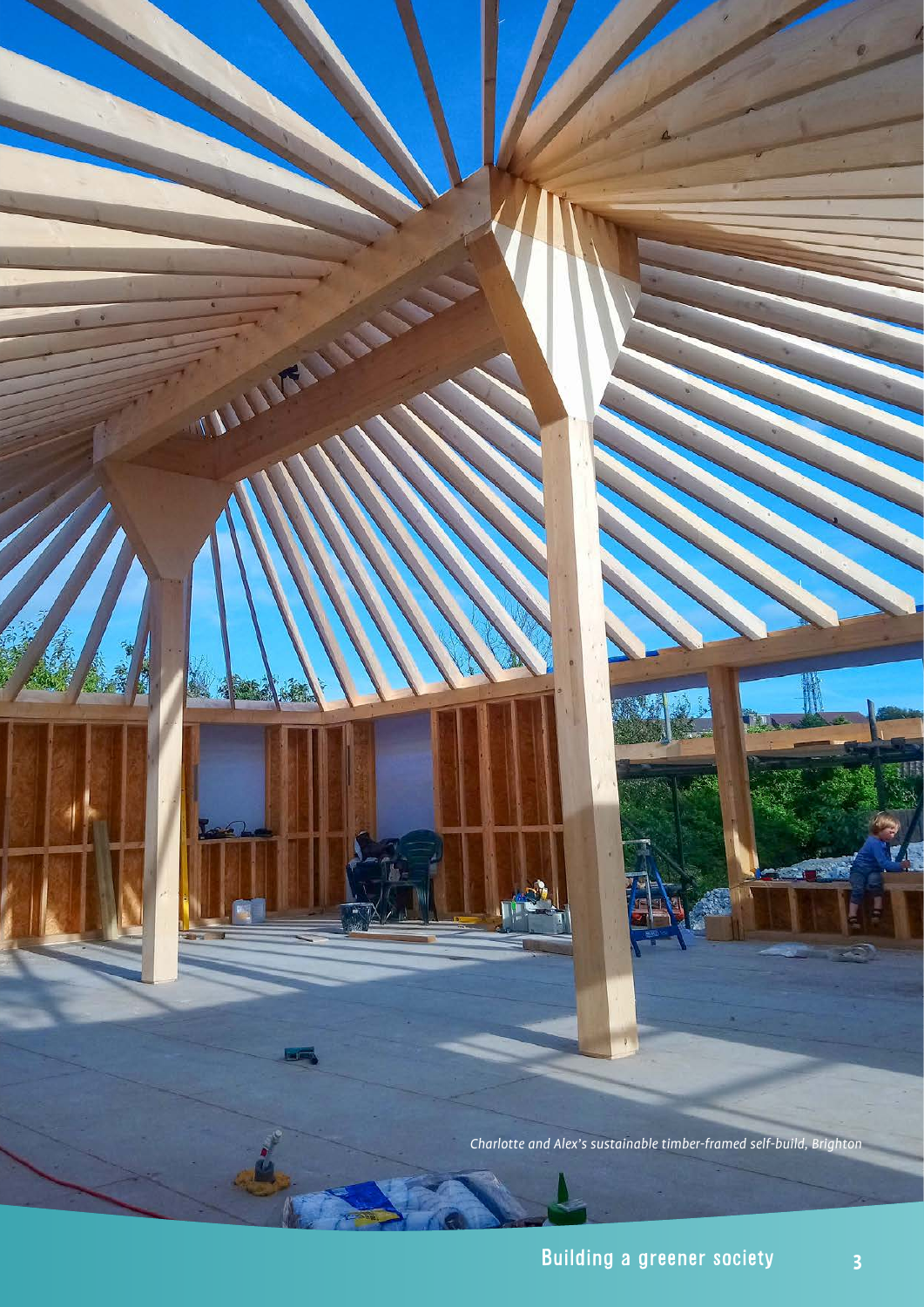*Charlotte and Alex's sustainable timber-framed self-build, Brighton*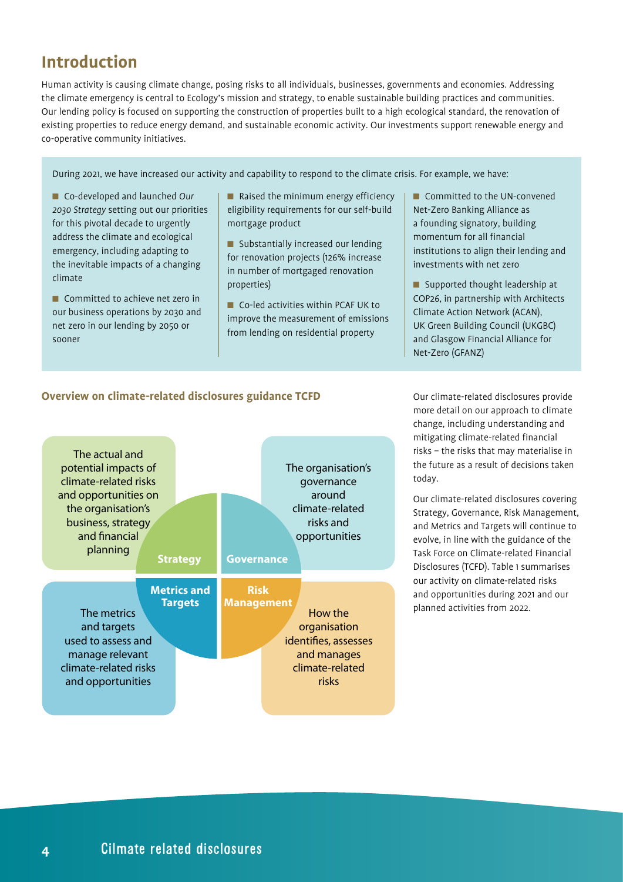# Introduction

Human activity is causing climate change, posing risks to all individuals, businesses, governments and economies. Addressing the climate emergency is central to Ecology's mission and strategy, to enable sustainable building practices and communities. Our lending policy is focused on supporting the construction of properties built to a high ecological standard, the renovation of existing properties to reduce energy demand, and sustainable economic activity. Our investments support renewable energy and co-operative community initiatives.

During 2021, we have increased our activity and capability to respond to the climate crisis. For example, we have:

- Co-developed and launched *Our 2030 Strategy* setting out our priorities for this pivotal decade to urgently address the climate and ecological emergency, including adapting to the inevitable impacts of a changing climate
- Committed to achieve net zero in our business operations by 2030 and net zero in our lending by 2050 or sooner
- Raised the minimum energy efficiency eligibility requirements for our self-build mortgage product
- Substantially increased our lending for renovation projects (126% increase in number of mortgaged renovation properties)
- Co-led activities within PCAF UK to improve the measurement of emissions from lending on residential property
- Committed to the UN-convened Net-Zero Banking Alliance as a founding signatory, building momentum for all financial institutions to align their lending and investments with net zero
- Supported thought leadership at COP26, in partnership with Architects Climate Action Network (ACAN), UK Green Building Council (UKGBC) and Glasgow Financial Alliance for Net-Zero (GFANZ)

### Overview on climate-related disclosures guidance TCFD

**Strategy**: The actual and potential impacts of climate-related risks and opportunities on the organisation's business, strategy and financial planning

**Governance**: The organisation's governance around climate-related risks and opportunities

**Metrics and Targets**: The metrics and targets used to assess and manage relevant climate-related risks and opportunities

**Risk Management**: How the organisation identifies, assesses and manages climate-related risks

Our climate-related disclosures provide more detail on our approach to climate change, including understanding and mitigating climate-related financial risks – the risks that may materialise in the future as a result of decisions taken today.

Our climate-related disclosures covering Strategy, Governance, Risk Management, and Metrics and Targets will continue to evolve, in line with the guidance of the Task Force on Climate-related Financial Disclosures (TCFD). Table 1 summarises our activity on climate-related risks and opportunities during 2021 and our planned activities from 2022.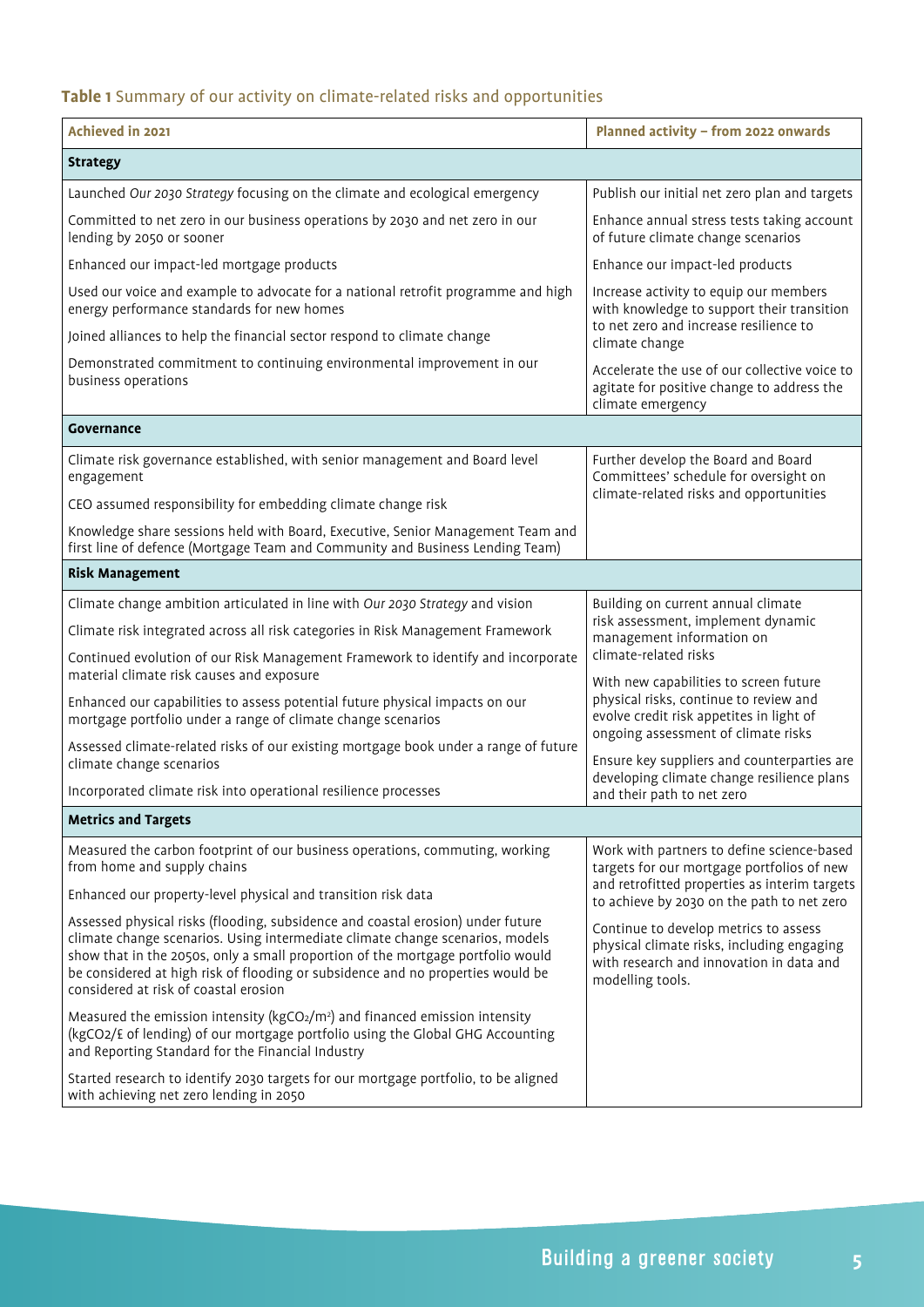**Table 1** Summary of our activity on climate-related risks and opportunities

| Achieved in 2021 | Planned activity – from 2022 onwards |
|---|---|
| **Strategy** | |
| Launched *Our 2030 Strategy* focusing on the climate and ecological emergency | Publish our initial net zero plan and targets |
| Committed to net zero in our business operations by 2030 and net zero in our lending by 2050 or sooner | Enhance annual stress tests taking account of future climate change scenarios |
| Enhanced our impact-led mortgage products | Enhance our impact-led products |
| Used our voice and example to advocate for a national retrofit programme and high energy performance standards for new homes | Increase activity to equip our members with knowledge to support their transition to net zero and increase resilience to climate change |
| Joined alliances to help the financial sector respond to climate change | |
| Demonstrated commitment to continuing environmental improvement in our business operations | Accelerate the use of our collective voice to agitate for positive change to address the climate emergency |
| **Governance** | |
| Climate risk governance established, with senior management and Board level engagement | Further develop the Board and Board Committees' schedule for oversight on climate-related risks and opportunities |
| CEO assumed responsibility for embedding climate change risk | |
| Knowledge share sessions held with Board, Executive, Senior Management Team and first line of defence (Mortgage Team and Community and Business Lending Team) | |
| **Risk Management** | |
| Climate change ambition articulated in line with *Our 2030 Strategy* and vision | Building on current annual climate risk assessment, implement dynamic management information on climate-related risks |
| Climate risk integrated across all risk categories in Risk Management Framework | |
| Continued evolution of our Risk Management Framework to identify and incorporate material climate risk causes and exposure | With new capabilities to screen future physical risks, continue to review and evolve credit risk appetites in light of ongoing assessment of climate risks |
| Enhanced our capabilities to assess potential future physical impacts on our mortgage portfolio under a range of climate change scenarios | |
| Assessed climate-related risks of our existing mortgage book under a range of future climate change scenarios | Ensure key suppliers and counterparties are developing climate change resilience plans and their path to net zero |
| Incorporated climate risk into operational resilience processes | |
| **Metrics and Targets** | |
| Measured the carbon footprint of our business operations, commuting, working from home and supply chains | Work with partners to define science-based targets for our mortgage portfolios of new and retrofitted properties as interim targets to achieve by 2030 on the path to net zero |
| Enhanced our property-level physical and transition risk data | |
| Assessed physical risks (flooding, subsidence and coastal erosion) under future climate change scenarios. Using intermediate climate change scenarios, models show that in the 2050s, only a small proportion of the mortgage portfolio would be considered at high risk of flooding or subsidence and no properties would be considered at risk of coastal erosion | Continue to develop metrics to assess physical climate risks, including engaging with research and innovation in data and modelling tools. |
| Measured the emission intensity ($kgCO_2/m^2$) and financed emission intensity ($kgCO_2$/£ of lending) of our mortgage portfolio using the Global GHG Accounting and Reporting Standard for the Financial Industry | |
| Started research to identify 2030 targets for our mortgage portfolio, to be aligned with achieving net zero lending in 2050 | |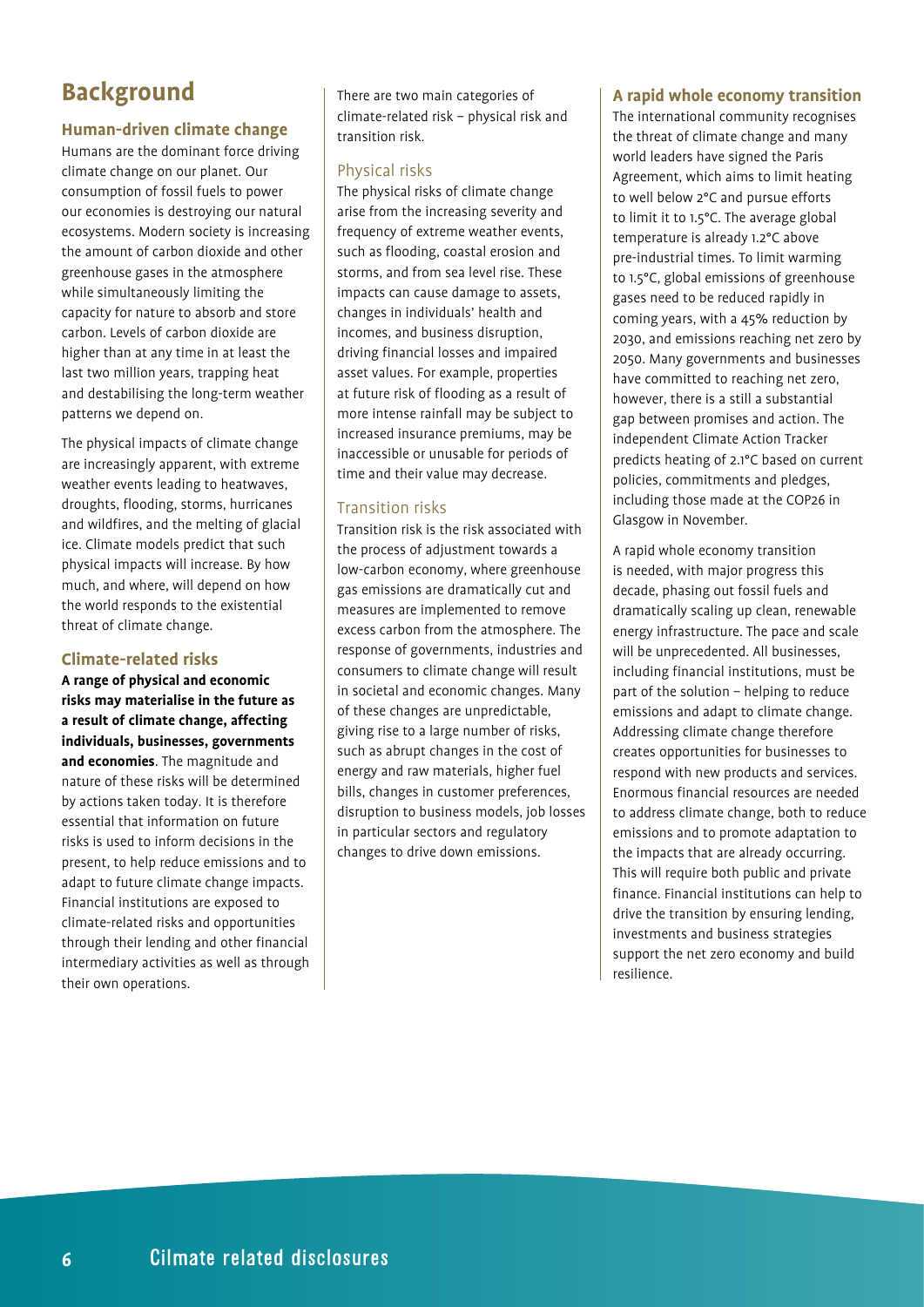# Background

## Human-driven climate change

Humans are the dominant force driving climate change on our planet. Our consumption of fossil fuels to power our economies is destroying our natural ecosystems. Modern society is increasing the amount of carbon dioxide and other greenhouse gases in the atmosphere while simultaneously limiting the capacity for nature to absorb and store carbon. Levels of carbon dioxide are higher than at any time in at least the last two million years, trapping heat and destabilising the long-term weather patterns we depend on.

The physical impacts of climate change are increasingly apparent, with extreme weather events leading to heatwaves, droughts, flooding, storms, hurricanes and wildfires, and the melting of glacial ice. Climate models predict that such physical impacts will increase. By how much, and where, will depend on how the world responds to the existential threat of climate change.

## Climate-related risks

**A range of physical and economic risks may materialise in the future as a result of climate change, affecting individuals, businesses, governments and economies**. The magnitude and nature of these risks will be determined by actions taken today. It is therefore essential that information on future risks is used to inform decisions in the present, to help reduce emissions and to adapt to future climate change impacts. Financial institutions are exposed to climate-related risks and opportunities through their lending and other financial intermediary activities as well as through their own operations.

There are two main categories of climate-related risk – physical risk and transition risk.

### Physical risks

The physical risks of climate change arise from the increasing severity and frequency of extreme weather events, such as flooding, coastal erosion and storms, and from sea level rise. These impacts can cause damage to assets, changes in individuals' health and incomes, and business disruption, driving financial losses and impaired asset values. For example, properties at future risk of flooding as a result of more intense rainfall may be subject to increased insurance premiums, may be inaccessible or unusable for periods of time and their value may decrease.

### Transition risks

Transition risk is the risk associated with the process of adjustment towards a low-carbon economy, where greenhouse gas emissions are dramatically cut and measures are implemented to remove excess carbon from the atmosphere. The response of governments, industries and consumers to climate change will result in societal and economic changes. Many of these changes are unpredictable, giving rise to a large number of risks, such as abrupt changes in the cost of energy and raw materials, higher fuel bills, changes in customer preferences, disruption to business models, job losses in particular sectors and regulatory changes to drive down emissions.

## A rapid whole economy transition

The international community recognises the threat of climate change and many world leaders have signed the Paris Agreement, which aims to limit heating to well below 2°C and pursue efforts to limit it to 1.5°C. The average global temperature is already 1.2°C above pre-industrial times. To limit warming to 1.5°C, global emissions of greenhouse gases need to be reduced rapidly in coming years, with a 45% reduction by 2030, and emissions reaching net zero by 2050. Many governments and businesses have committed to reaching net zero, however, there is a still a substantial gap between promises and action. The independent Climate Action Tracker predicts heating of 2.1°C based on current policies, commitments and pledges, including those made at the COP26 in Glasgow in November.

A rapid whole economy transition is needed, with major progress this decade, phasing out fossil fuels and dramatically scaling up clean, renewable energy infrastructure. The pace and scale will be unprecedented. All businesses, including financial institutions, must be part of the solution – helping to reduce emissions and adapt to climate change. Addressing climate change therefore creates opportunities for businesses to respond with new products and services. Enormous financial resources are needed to address climate change, both to reduce emissions and to promote adaptation to the impacts that are already occurring. This will require both public and private finance. Financial institutions can help to drive the transition by ensuring lending, investments and business strategies support the net zero economy and build resilience.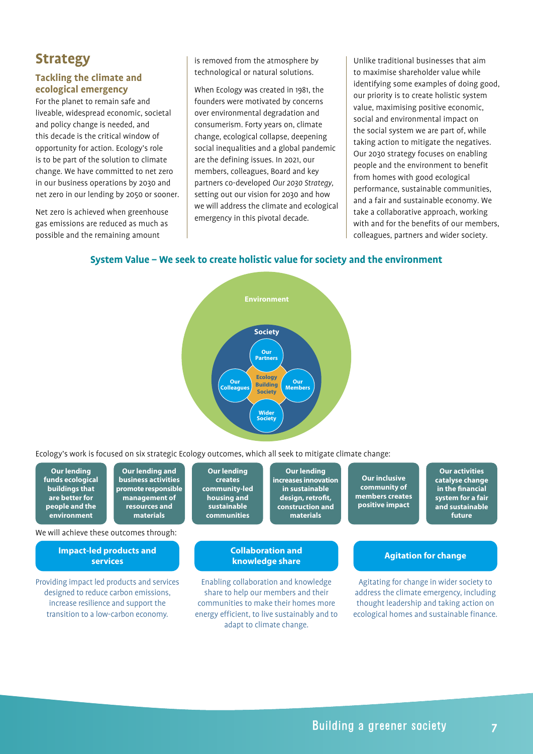# Strategy

## Tackling the climate and ecological emergency

For the planet to remain safe and liveable, widespread economic, societal and policy change is needed, and this decade is the critical window of opportunity for action. Ecology's role is to be part of the solution to climate change. We have committed to net zero in our business operations by 2030 and net zero in our lending by 2050 or sooner.

Net zero is achieved when greenhouse gas emissions are reduced as much as possible and the remaining amount is removed from the atmosphere by technological or natural solutions.

When Ecology was created in 1981, the founders were motivated by concerns over environmental degradation and consumerism. Forty years on, climate change, ecological collapse, deepening social inequalities and a global pandemic are the defining issues. In 2021, our members, colleagues, Board and key partners co-developed *Our 2030 Strategy*, setting out our vision for 2030 and how we will address the climate and ecological emergency in this pivotal decade.

Unlike traditional businesses that aim to maximise shareholder value while identifying some examples of doing good, our priority is to create holistic system value, maximising positive economic, social and environmental impact on the social system we are part of, while taking action to mitigate the negatives. Our 2030 strategy focuses on enabling people and the environment to benefit from homes with good ecological performance, sustainable communities, and a fair and sustainable economy. We take a collaborative approach, working with and for the benefits of our members, colleagues, partners and wider society.

### System Value – We seek to create holistic value for society and the environment

Environment

Society

Our Partners | Our Colleagues | Ecology Building Society | Our Members | Wider Society

Ecology's work is focused on six strategic Ecology outcomes, which all seek to mitigate climate change:

- **Our lending funds ecological buildings that are better for people and the environment**
- **Our lending and business activities promote responsible management of resources and materials**
- **Our lending creates community-led housing and sustainable communities**
- **Our lending increases innovation in sustainable design, retrofit, construction and materials**
- **Our inclusive community of members creates positive impact**
- **Our activities catalyse change in the financial system for a fair and sustainable future**

We will achieve these outcomes through:

**Impact-led products and services**

Providing impact led products and services designed to reduce carbon emissions, increase resilience and support the transition to a low-carbon economy.

**Collaboration and knowledge share**

Enabling collaboration and knowledge share to help our members and their communities to make their homes more energy efficient, to live sustainably and to adapt to climate change.

**Agitation for change**

Agitating for change in wider society to address the climate emergency, including thought leadership and taking action on ecological homes and sustainable finance.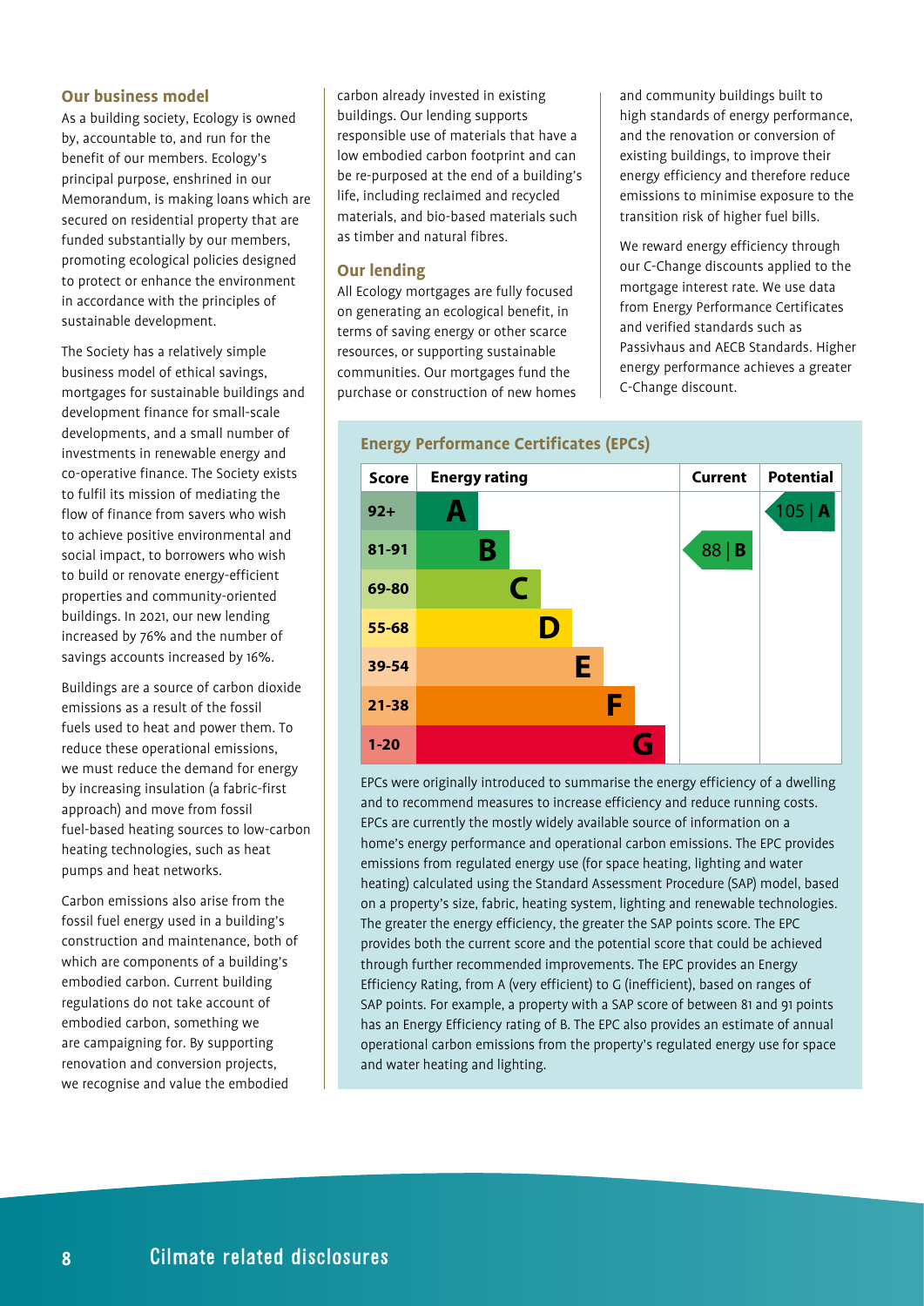## Our business model

As a building society, Ecology is owned by, accountable to, and run for the benefit of our members. Ecology's principal purpose, enshrined in our Memorandum, is making loans which are secured on residential property that are funded substantially by our members, promoting ecological policies designed to protect or enhance the environment in accordance with the principles of sustainable development.

The Society has a relatively simple business model of ethical savings, mortgages for sustainable buildings and development finance for small-scale developments, and a small number of investments in renewable energy and co-operative finance. The Society exists to fulfil its mission of mediating the flow of finance from savers who wish to achieve positive environmental and social impact, to borrowers who wish to build or renovate energy-efficient properties and community-oriented buildings. In 2021, our new lending increased by 76% and the number of savings accounts increased by 16%.

Buildings are a source of carbon dioxide emissions as a result of the fossil fuels used to heat and power them. To reduce these operational emissions, we must reduce the demand for energy by increasing insulation (a fabric-first approach) and move from fossil fuel-based heating sources to low-carbon heating technologies, such as heat pumps and heat networks.

Carbon emissions also arise from the fossil fuel energy used in a building's construction and maintenance, both of which are components of a building's embodied carbon. Current building regulations do not take account of embodied carbon, something we are campaigning for. By supporting renovation and conversion projects, we recognise and value the embodied carbon already invested in existing buildings. Our lending supports responsible use of materials that have a low embodied carbon footprint and can be re-purposed at the end of a building's life, including reclaimed and recycled materials, and bio-based materials such as timber and natural fibres.

## Our lending

All Ecology mortgages are fully focused on generating an ecological benefit, in terms of saving energy or other scarce resources, or supporting sustainable communities. Our mortgages fund the purchase or construction of new homes and community buildings built to high standards of energy performance, and the renovation or conversion of existing buildings, to improve their energy efficiency and therefore reduce emissions to minimise exposure to the transition risk of higher fuel bills.

We reward energy efficiency through our C-Change discounts applied to the mortgage interest rate. We use data from Energy Performance Certificates and verified standards such as Passivhaus and AECB Standards. Higher energy performance achieves a greater C-Change discount.

### Energy Performance Certificates (EPCs)

| Score | Energy rating | Current | Potential |
|---|---|---|---|
| 92+ | A | | 105 \| A |
| 81-91 | B | 88 \| B | |
| 69-80 | C | | |
| 55-68 | D | | |
| 39-54 | E | | |
| 21-38 | F | | |
| 1-20 | G | | |

EPCs were originally introduced to summarise the energy efficiency of a dwelling and to recommend measures to increase efficiency and reduce running costs. EPCs are currently the mostly widely available source of information on a home's energy performance and operational carbon emissions. The EPC provides emissions from regulated energy use (for space heating, lighting and water heating) calculated using the Standard Assessment Procedure (SAP) model, based on a property's size, fabric, heating system, lighting and renewable technologies. The greater the energy efficiency, the greater the SAP points score. The EPC provides both the current score and the potential score that could be achieved through further recommended improvements. The EPC provides an Energy Efficiency Rating, from A (very efficient) to G (inefficient), based on ranges of SAP points. For example, a property with a SAP score of between 81 and 91 points has an Energy Efficiency rating of B. The EPC also provides an estimate of annual operational carbon emissions from the property's regulated energy use for space and water heating and lighting.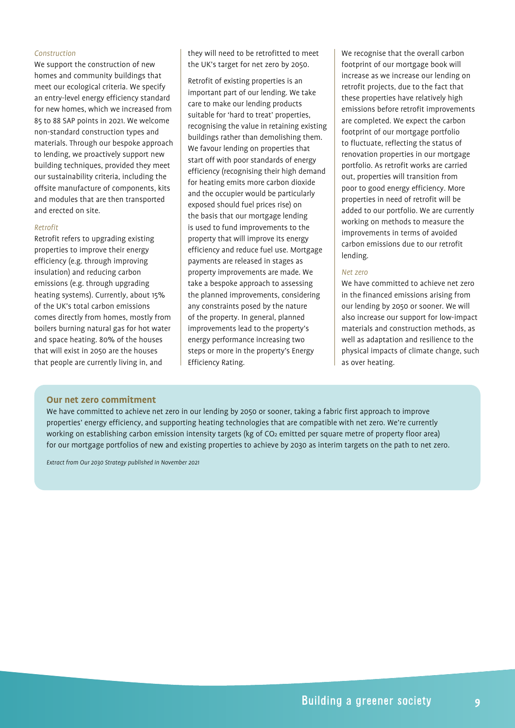*Construction*

We support the construction of new homes and community buildings that meet our ecological criteria. We specify an entry-level energy efficiency standard for new homes, which we increased from 85 to 88 SAP points in 2021. We welcome non-standard construction types and materials. Through our bespoke approach to lending, we proactively support new building techniques, provided they meet our sustainability criteria, including the offsite manufacture of components, kits and modules that are then transported and erected on site.

*Retrofit*

Retrofit refers to upgrading existing properties to improve their energy efficiency (e.g. through improving insulation) and reducing carbon emissions (e.g. through upgrading heating systems). Currently, about 15% of the UK's total carbon emissions comes directly from homes, mostly from boilers burning natural gas for hot water and space heating. 80% of the houses that will exist in 2050 are the houses that people are currently living in, and they will need to be retrofitted to meet the UK's target for net zero by 2050.

Retrofit of existing properties is an important part of our lending. We take care to make our lending products suitable for 'hard to treat' properties, recognising the value in retaining existing buildings rather than demolishing them. We favour lending on properties that start off with poor standards of energy efficiency (recognising their high demand for heating emits more carbon dioxide and the occupier would be particularly exposed should fuel prices rise) on the basis that our mortgage lending is used to fund improvements to the property that will improve its energy efficiency and reduce fuel use. Mortgage payments are released in stages as property improvements are made. We take a bespoke approach to assessing the planned improvements, considering any constraints posed by the nature of the property. In general, planned improvements lead to the property's energy performance increasing two steps or more in the property's Energy Efficiency Rating.

We recognise that the overall carbon footprint of our mortgage book will increase as we increase our lending on retrofit projects, due to the fact that these properties have relatively high emissions before retrofit improvements are completed. We expect the carbon footprint of our mortgage portfolio to fluctuate, reflecting the status of renovation properties in our mortgage portfolio. As retrofit works are carried out, properties will transition from poor to good energy efficiency. More properties in need of retrofit will be added to our portfolio. We are currently working on methods to measure the improvements in terms of avoided carbon emissions due to our retrofit lending.

*Net zero*

We have committed to achieve net zero in the financed emissions arising from our lending by 2050 or sooner. We will also increase our support for low-impact materials and construction methods, as well as adaptation and resilience to the physical impacts of climate change, such as over heating.

**Our net zero commitment**

We have committed to achieve net zero in our lending by 2050 or sooner, taking a fabric first approach to improve properties' energy efficiency, and supporting heating technologies that are compatible with net zero. We're currently working on establishing carbon emission intensity targets (kg of $CO_2$ emitted per square metre of property floor area) for our mortgage portfolios of new and existing properties to achieve by 2030 as interim targets on the path to net zero.

*Extract from Our 2030 Strategy published in November 2021*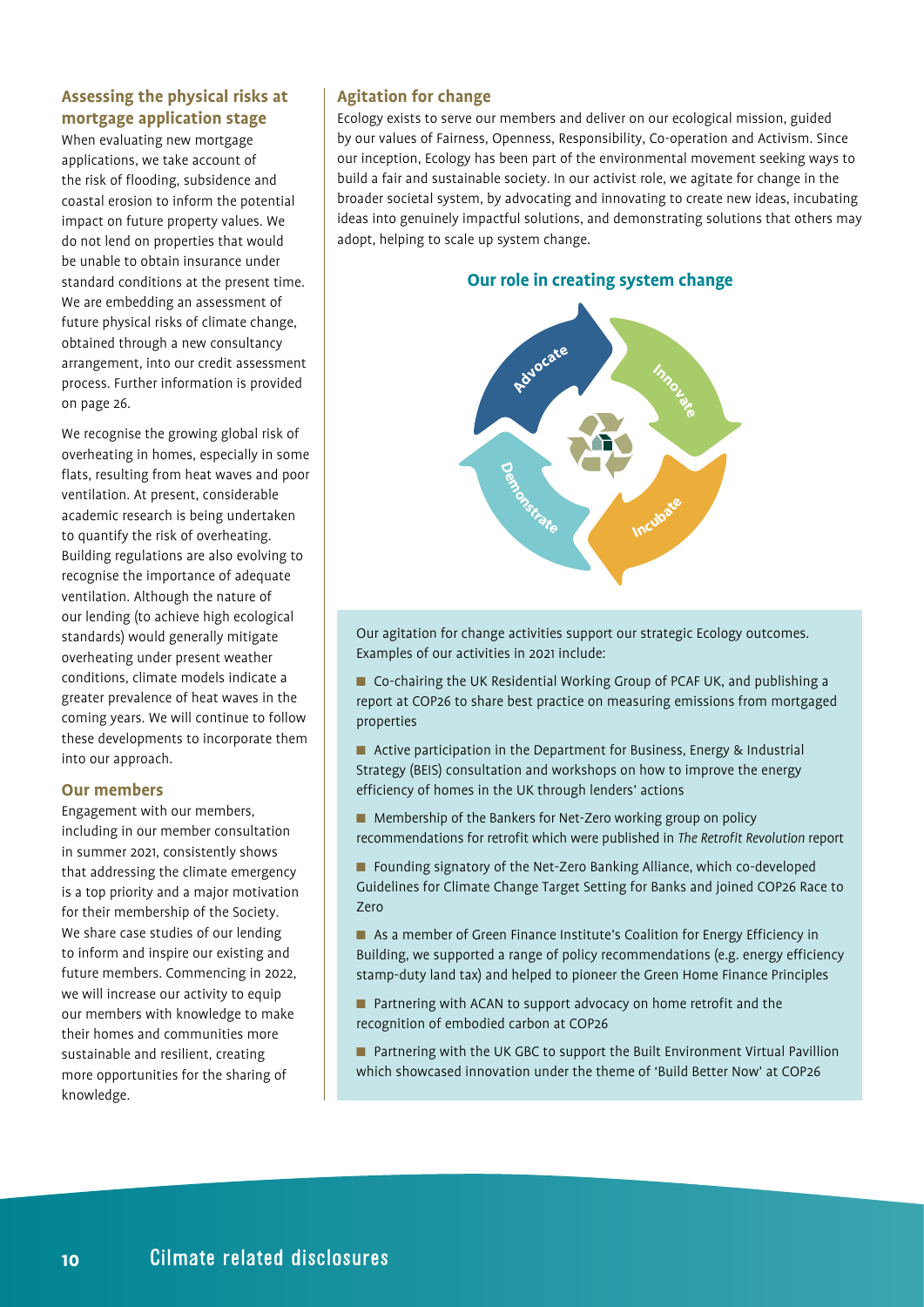### Assessing the physical risks at mortgage application stage

When evaluating new mortgage applications, we take account of the risk of flooding, subsidence and coastal erosion to inform the potential impact on future property values. We do not lend on properties that would be unable to obtain insurance under standard conditions at the present time. We are embedding an assessment of future physical risks of climate change, obtained through a new consultancy arrangement, into our credit assessment process. Further information is provided on page 26.

We recognise the growing global risk of overheating in homes, especially in some flats, resulting from heat waves and poor ventilation. At present, considerable academic research is being undertaken to quantify the risk of overheating. Building regulations are also evolving to recognise the importance of adequate ventilation. Although the nature of our lending (to achieve high ecological standards) would generally mitigate overheating under present weather conditions, climate models indicate a greater prevalence of heat waves in the coming years. We will continue to follow these developments to incorporate them into our approach.

### Our members

Engagement with our members, including in our member consultation in summer 2021, consistently shows that addressing the climate emergency is a top priority and a major motivation for their membership of the Society. We share case studies of our lending to inform and inspire our existing and future members. Commencing in 2022, we will increase our activity to equip our members with knowledge to make their homes and communities more sustainable and resilient, creating more opportunities for the sharing of knowledge.

### Agitation for change

Ecology exists to serve our members and deliver on our ecological mission, guided by our values of Fairness, Openness, Responsibility, Co-operation and Activism. Since our inception, Ecology has been part of the environmental movement seeking ways to build a fair and sustainable society. In our activist role, we agitate for change in the broader societal system, by advocating and innovating to create new ideas, incubating ideas into genuinely impactful solutions, and demonstrating solutions that others may adopt, helping to scale up system change.

**Our role in creating system change**

Advocate → Innovate → Incubate → Demonstrate

Our agitation for change activities support our strategic Ecology outcomes. Examples of our activities in 2021 include:

- Co-chairing the UK Residential Working Group of PCAF UK, and publishing a report at COP26 to share best practice on measuring emissions from mortgaged properties
- Active participation in the Department for Business, Energy & Industrial Strategy (BEIS) consultation and workshops on how to improve the energy efficiency of homes in the UK through lenders' actions
- Membership of the Bankers for Net-Zero working group on policy recommendations for retrofit which were published in *The Retrofit Revolution* report
- Founding signatory of the Net-Zero Banking Alliance, which co-developed Guidelines for Climate Change Target Setting for Banks and joined COP26 Race to Zero
- As a member of Green Finance Institute's Coalition for Energy Efficiency in Building, we supported a range of policy recommendations (e.g. energy efficiency stamp-duty land tax) and helped to pioneer the Green Home Finance Principles
- Partnering with ACAN to support advocacy on home retrofit and the recognition of embodied carbon at COP26
- Partnering with the UK GBC to support the Built Environment Virtual Pavillion which showcased innovation under the theme of 'Build Better Now' at COP26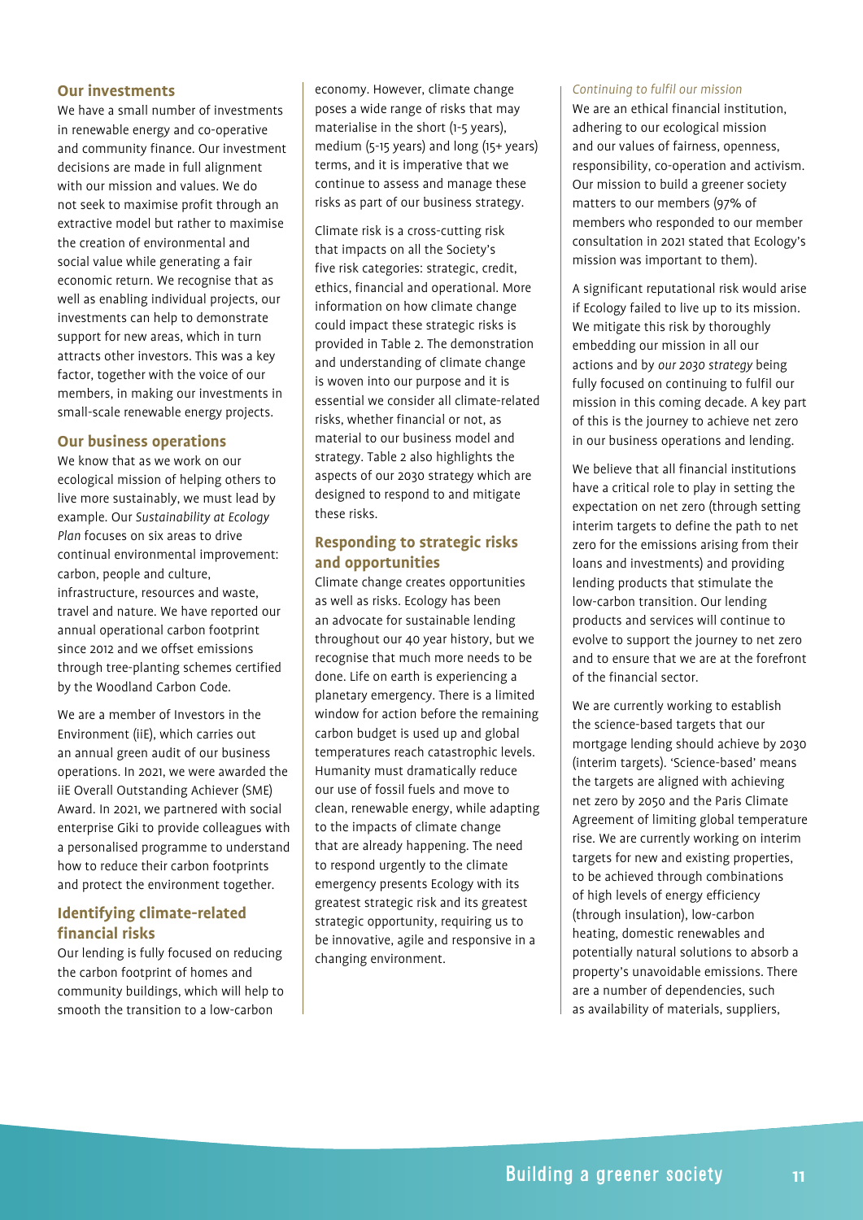### Our investments

We have a small number of investments in renewable energy and co-operative and community finance. Our investment decisions are made in full alignment with our mission and values. We do not seek to maximise profit through an extractive model but rather to maximise the creation of environmental and social value while generating a fair economic return. We recognise that as well as enabling individual projects, our investments can help to demonstrate support for new areas, which in turn attracts other investors. This was a key factor, together with the voice of our members, in making our investments in small-scale renewable energy projects.

### Our business operations

We know that as we work on our ecological mission of helping others to live more sustainably, we must lead by example. Our *Sustainability at Ecology Plan* focuses on six areas to drive continual environmental improvement: carbon, people and culture, infrastructure, resources and waste, travel and nature. We have reported our annual operational carbon footprint since 2012 and we offset emissions through tree-planting schemes certified by the Woodland Carbon Code.

We are a member of Investors in the Environment (iiE), which carries out an annual green audit of our business operations. In 2021, we were awarded the iiE Overall Outstanding Achiever (SME) Award. In 2021, we partnered with social enterprise Giki to provide colleagues with a personalised programme to understand how to reduce their carbon footprints and protect the environment together.

### Identifying climate-related financial risks

Our lending is fully focused on reducing the carbon footprint of homes and community buildings, which will help to smooth the transition to a low-carbon economy. However, climate change poses a wide range of risks that may materialise in the short (1-5 years), medium (5-15 years) and long (15+ years) terms, and it is imperative that we continue to assess and manage these risks as part of our business strategy.

Climate risk is a cross-cutting risk that impacts on all the Society's five risk categories: strategic, credit, ethics, financial and operational. More information on how climate change could impact these strategic risks is provided in Table 2. The demonstration and understanding of climate change is woven into our purpose and it is essential we consider all climate-related risks, whether financial or not, as material to our business model and strategy. Table 2 also highlights the aspects of our 2030 strategy which are designed to respond to and mitigate these risks.

### Responding to strategic risks and opportunities

Climate change creates opportunities as well as risks. Ecology has been an advocate for sustainable lending throughout our 40 year history, but we recognise that much more needs to be done. Life on earth is experiencing a planetary emergency. There is a limited window for action before the remaining carbon budget is used up and global temperatures reach catastrophic levels. Humanity must dramatically reduce our use of fossil fuels and move to clean, renewable energy, while adapting to the impacts of climate change that are already happening. The need to respond urgently to the climate emergency presents Ecology with its greatest strategic risk and its greatest strategic opportunity, requiring us to be innovative, agile and responsive in a changing environment.

*Continuing to fulfil our mission*

We are an ethical financial institution, adhering to our ecological mission and our values of fairness, openness, responsibility, co-operation and activism. Our mission to build a greener society matters to our members (97% of members who responded to our member consultation in 2021 stated that Ecology's mission was important to them).

A significant reputational risk would arise if Ecology failed to live up to its mission. We mitigate this risk by thoroughly embedding our mission in all our actions and by *our 2030 strategy* being fully focused on continuing to fulfil our mission in this coming decade. A key part of this is the journey to achieve net zero in our business operations and lending.

We believe that all financial institutions have a critical role to play in setting the expectation on net zero (through setting interim targets to define the path to net zero for the emissions arising from their loans and investments) and providing lending products that stimulate the low-carbon transition. Our lending products and services will continue to evolve to support the journey to net zero and to ensure that we are at the forefront of the financial sector.

We are currently working to establish the science-based targets that our mortgage lending should achieve by 2030 (interim targets). 'Science-based' means the targets are aligned with achieving net zero by 2050 and the Paris Climate Agreement of limiting global temperature rise. We are currently working on interim targets for new and existing properties, to be achieved through combinations of high levels of energy efficiency (through insulation), low-carbon heating, domestic renewables and potentially natural solutions to absorb a property's unavoidable emissions. There are a number of dependencies, such as availability of materials, suppliers,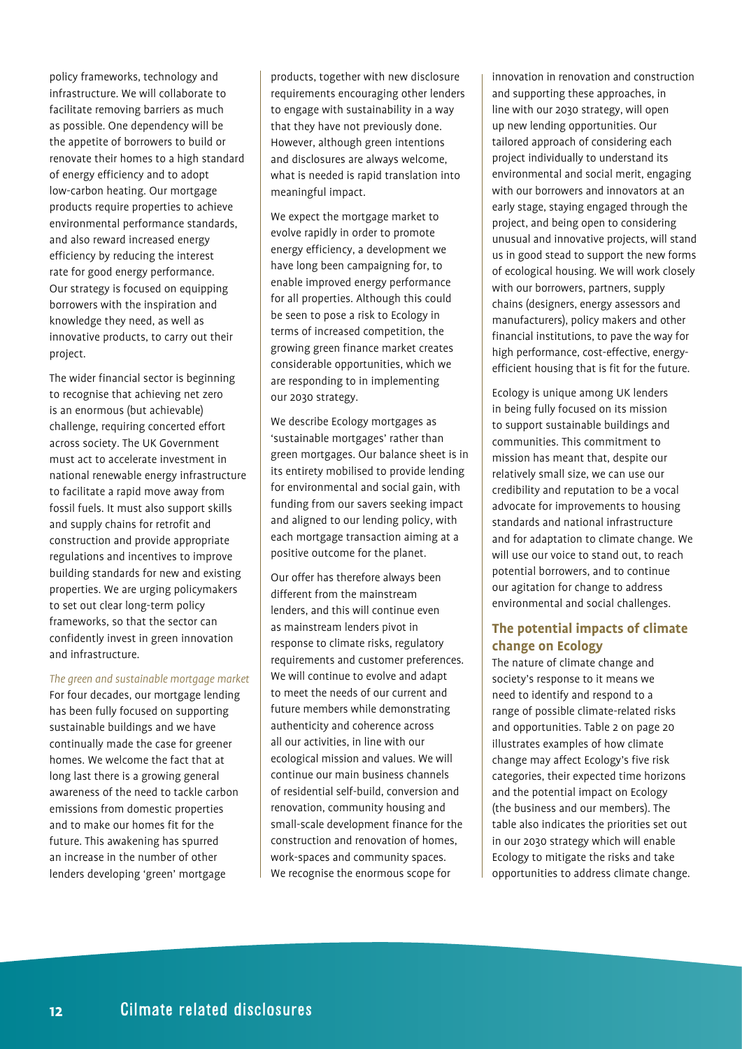policy frameworks, technology and infrastructure. We will collaborate to facilitate removing barriers as much as possible. One dependency will be the appetite of borrowers to build or renovate their homes to a high standard of energy efficiency and to adopt low-carbon heating. Our mortgage products require properties to achieve environmental performance standards, and also reward increased energy efficiency by reducing the interest rate for good energy performance. Our strategy is focused on equipping borrowers with the inspiration and knowledge they need, as well as innovative products, to carry out their project.

The wider financial sector is beginning to recognise that achieving net zero is an enormous (but achievable) challenge, requiring concerted effort across society. The UK Government must act to accelerate investment in national renewable energy infrastructure to facilitate a rapid move away from fossil fuels. It must also support skills and supply chains for retrofit and construction and provide appropriate regulations and incentives to improve building standards for new and existing properties. We are urging policymakers to set out clear long-term policy frameworks, so that the sector can confidently invest in green innovation and infrastructure.

*The green and sustainable mortgage market*

For four decades, our mortgage lending has been fully focused on supporting sustainable buildings and we have continually made the case for greener homes. We welcome the fact that at long last there is a growing general awareness of the need to tackle carbon emissions from domestic properties and to make our homes fit for the future. This awakening has spurred an increase in the number of other lenders developing 'green' mortgage products, together with new disclosure requirements encouraging other lenders to engage with sustainability in a way that they have not previously done. However, although green intentions and disclosures are always welcome, what is needed is rapid translation into meaningful impact.

We expect the mortgage market to evolve rapidly in order to promote energy efficiency, a development we have long been campaigning for, to enable improved energy performance for all properties. Although this could be seen to pose a risk to Ecology in terms of increased competition, the growing green finance market creates considerable opportunities, which we are responding to in implementing our 2030 strategy.

We describe Ecology mortgages as 'sustainable mortgages' rather than green mortgages. Our balance sheet is in its entirety mobilised to provide lending for environmental and social gain, with funding from our savers seeking impact and aligned to our lending policy, with each mortgage transaction aiming at a positive outcome for the planet.

Our offer has therefore always been different from the mainstream lenders, and this will continue even as mainstream lenders pivot in response to climate risks, regulatory requirements and customer preferences. We will continue to evolve and adapt to meet the needs of our current and future members while demonstrating authenticity and coherence across all our activities, in line with our ecological mission and values. We will continue our main business channels of residential self-build, conversion and renovation, community housing and small-scale development finance for the construction and renovation of homes, work-spaces and community spaces. We recognise the enormous scope for innovation in renovation and construction and supporting these approaches, in line with our 2030 strategy, will open up new lending opportunities. Our tailored approach of considering each project individually to understand its environmental and social merit, engaging with our borrowers and innovators at an early stage, staying engaged through the project, and being open to considering unusual and innovative projects, will stand us in good stead to support the new forms of ecological housing. We will work closely with our borrowers, partners, supply chains (designers, energy assessors and manufacturers), policy makers and other financial institutions, to pave the way for high performance, cost-effective, energy-efficient housing that is fit for the future.

Ecology is unique among UK lenders in being fully focused on its mission to support sustainable buildings and communities. This commitment to mission has meant that, despite our relatively small size, we can use our credibility and reputation to be a vocal advocate for improvements to housing standards and national infrastructure and for adaptation to climate change. We will use our voice to stand out, to reach potential borrowers, and to continue our agitation for change to address environmental and social challenges.

## The potential impacts of climate change on Ecology

The nature of climate change and society's response to it means we need to identify and respond to a range of possible climate-related risks and opportunities. Table 2 on page 20 illustrates examples of how climate change may affect Ecology's five risk categories, their expected time horizons and the potential impact on Ecology (the business and our members). The table also indicates the priorities set out in our 2030 strategy which will enable Ecology to mitigate the risks and take opportunities to address climate change.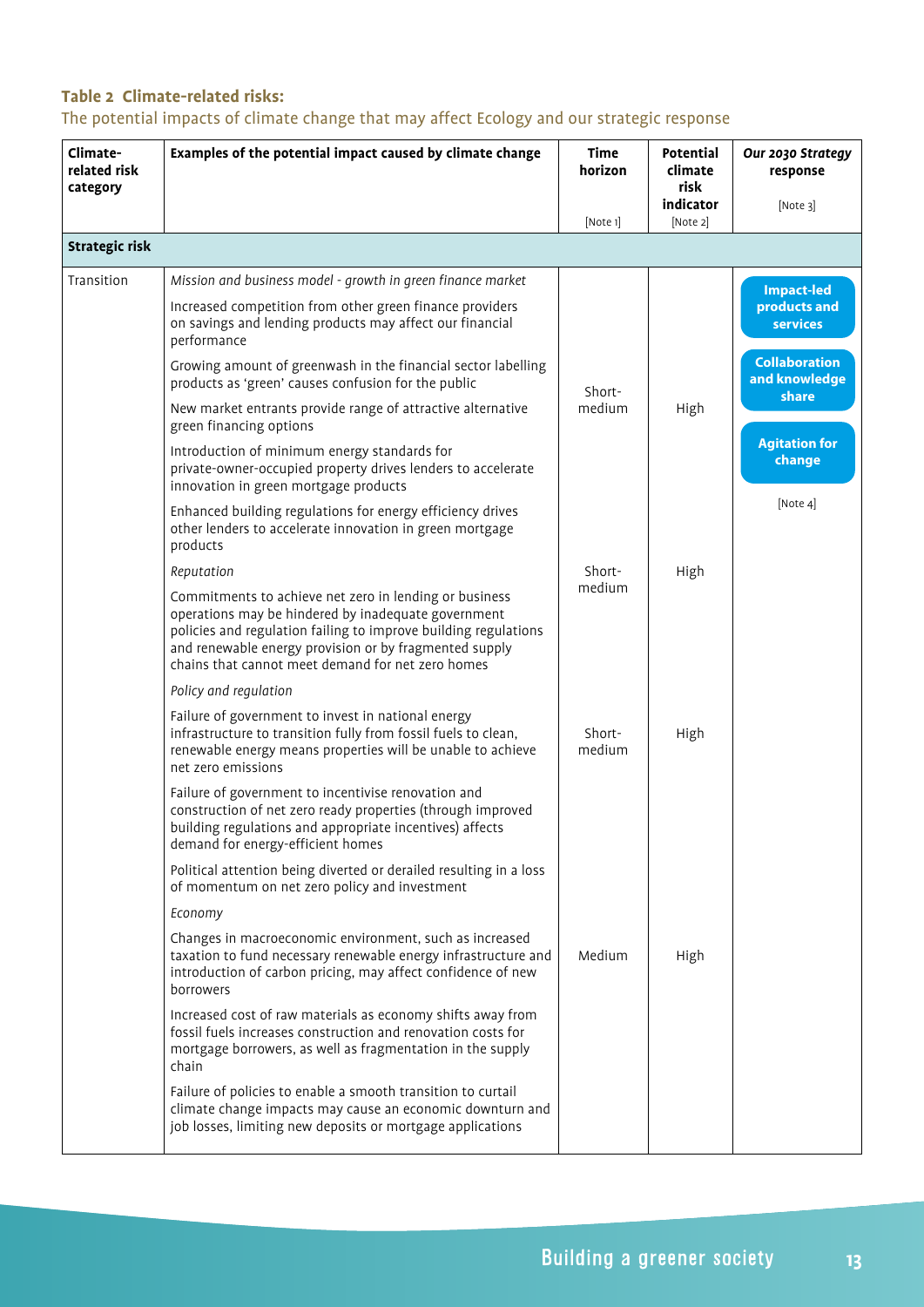**Table 2 Climate-related risks:**

The potential impacts of climate change that may affect Ecology and our strategic response

| Climate-related risk category | Examples of the potential impact caused by climate change | Time horizon [Note 1] | Potential climate risk indicator [Note 2] | *Our 2030 Strategy* response [Note 3] |
|---|---|---|---|---|
| **Strategic risk** | | | | |
| Transition | *Mission and business model - growth in green finance market*<br>Increased competition from other green finance providers on savings and lending products may affect our financial performance<br>Growing amount of greenwash in the financial sector labelling products as 'green' causes confusion for the public<br>New market entrants provide range of attractive alternative green financing options<br>Introduction of minimum energy standards for private-owner-occupied property drives lenders to accelerate innovation in green mortgage products<br>Enhanced building regulations for energy efficiency drives other lenders to accelerate innovation in green mortgage products | Short-medium | High | **Impact-led products and services**<br>**Collaboration and knowledge share**<br>**Agitation for change**<br>[Note 4] |
| | *Reputation*<br>Commitments to achieve net zero in lending or business operations may be hindered by inadequate government policies and regulation failing to improve building regulations and renewable energy provision or by fragmented supply chains that cannot meet demand for net zero homes | Short-medium | High | |
| | *Policy and regulation*<br>Failure of government to invest in national energy infrastructure to transition fully from fossil fuels to clean, renewable energy means properties will be unable to achieve net zero emissions<br>Failure of government to incentivise renovation and construction of net zero ready properties (through improved building regulations and appropriate incentives) affects demand for energy-efficient homes<br>Political attention being diverted or derailed resulting in a loss of momentum on net zero policy and investment | Short-medium | High | |
| | *Economy*<br>Changes in macroeconomic environment, such as increased taxation to fund necessary renewable energy infrastructure and introduction of carbon pricing, may affect confidence of new borrowers<br>Increased cost of raw materials as economy shifts away from fossil fuels increases construction and renovation costs for mortgage borrowers, as well as fragmentation in the supply chain<br>Failure of policies to enable a smooth transition to curtail climate change impacts may cause an economic downturn and job losses, limiting new deposits or mortgage applications | Medium | High | |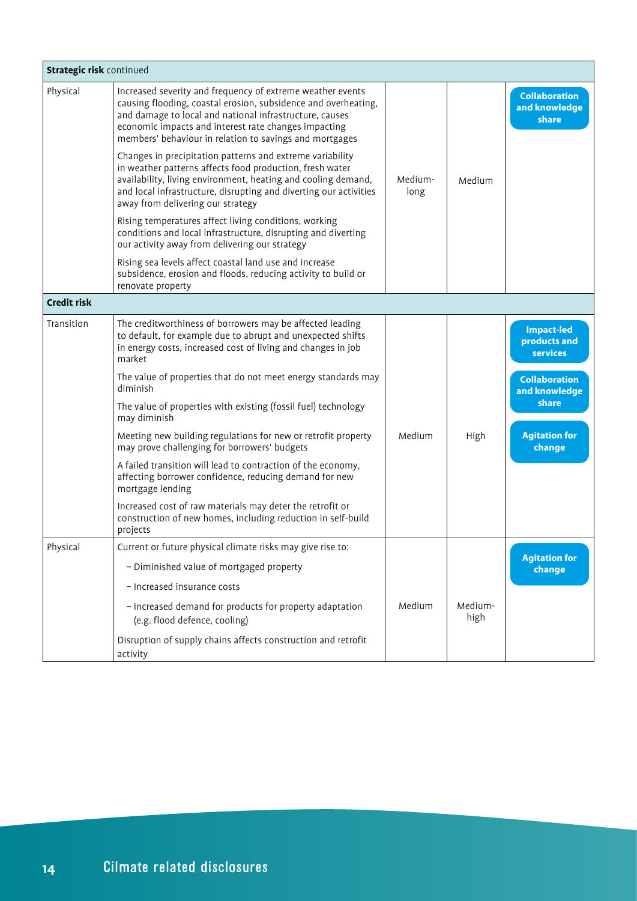| **Strategic risk** continued | | | | |
|---|---|---|---|---|
| Physical | Increased severity and frequency of extreme weather events causing flooding, coastal erosion, subsidence and overheating, and damage to local and national infrastructure, causes economic impacts and interest rate changes impacting members' behaviour in relation to savings and mortgages<br><br>Changes in precipitation patterns and extreme variability in weather patterns affects food production, fresh water availability, living environment, heating and cooling demand, and local infrastructure, disrupting and diverting our activities away from delivering our strategy<br><br>Rising temperatures affect living conditions, working conditions and local infrastructure, disrupting and diverting our activity away from delivering our strategy<br><br>Rising sea levels affect coastal land use and increase subsidence, erosion and floods, reducing activity to build or renovate property | Medium-long | Medium | Collaboration and knowledge share |
| **Credit risk** | | | | |
| Transition | The creditworthiness of borrowers may be affected leading to default, for example due to abrupt and unexpected shifts in energy costs, increased cost of living and changes in job market<br><br>The value of properties that do not meet energy standards may diminish<br><br>The value of properties with existing (fossil fuel) technology may diminish<br><br>Meeting new building regulations for new or retrofit property may prove challenging for borrowers' budgets<br><br>A failed transition will lead to contraction of the economy, affecting borrower confidence, reducing demand for new mortgage lending<br><br>Increased cost of raw materials may deter the retrofit or construction of new homes, including reduction in self-build projects | Medium | High | Impact-led products and services<br><br>Collaboration and knowledge share<br><br>Agitation for change |
| Physical | Current or future physical climate risks may give rise to:<br><br>– Diminished value of mortgaged property<br><br>– Increased insurance costs<br><br>– Increased demand for products for property adaptation (e.g. flood defence, cooling)<br><br>Disruption of supply chains affects construction and retrofit activity | Medium | Medium-high | Agitation for change |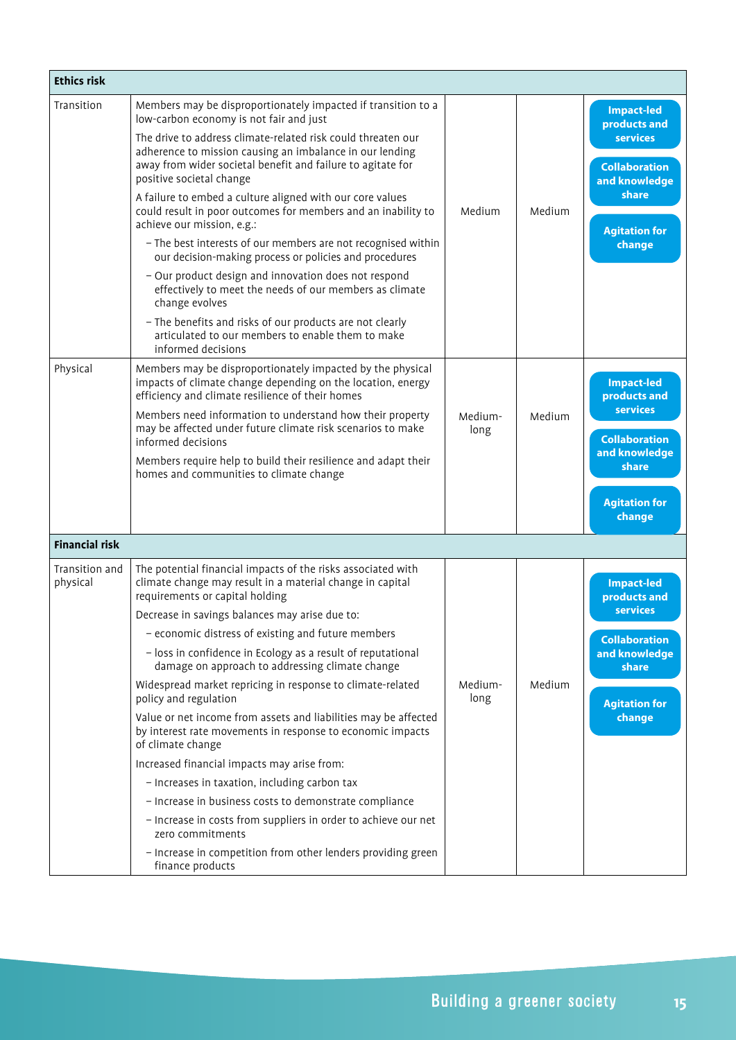| Ethics risk | | | | |
|---|---|---|---|---|
| Transition | Members may be disproportionately impacted if transition to a low-carbon economy is not fair and just<br><br>The drive to address climate-related risk could threaten our adherence to mission causing an imbalance in our lending away from wider societal benefit and failure to agitate for positive societal change<br><br>A failure to embed a culture aligned with our core values could result in poor outcomes for members and an inability to achieve our mission, e.g.:<br>– The best interests of our members are not recognised within our decision-making process or policies and procedures<br>– Our product design and innovation does not respond effectively to meet the needs of our members as climate change evolves<br>– The benefits and risks of our products are not clearly articulated to our members to enable them to make informed decisions | Medium | Medium | Impact-led products and services<br>Collaboration and knowledge share<br>Agitation for change |
| Physical | Members may be disproportionately impacted by the physical impacts of climate change depending on the location, energy efficiency and climate resilience of their homes<br><br>Members need information to understand how their property may be affected under future climate risk scenarios to make informed decisions<br><br>Members require help to build their resilience and adapt their homes and communities to climate change | Medium-long | Medium | Impact-led products and services<br>Collaboration and knowledge share<br>Agitation for change |
| **Financial risk** | | | | |
| Transition and physical | The potential financial impacts of the risks associated with climate change may result in a material change in capital requirements or capital holding<br><br>Decrease in savings balances may arise due to:<br>– economic distress of existing and future members<br>– loss in confidence in Ecology as a result of reputational damage on approach to addressing climate change<br><br>Widespread market repricing in response to climate-related policy and regulation<br><br>Value or net income from assets and liabilities may be affected by interest rate movements in response to economic impacts of climate change<br><br>Increased financial impacts may arise from:<br>– Increases in taxation, including carbon tax<br>– Increase in business costs to demonstrate compliance<br>– Increase in costs from suppliers in order to achieve our net zero commitments<br>– Increase in competition from other lenders providing green finance products | Medium-long | Medium | Impact-led products and services<br>Collaboration and knowledge share<br>Agitation for change |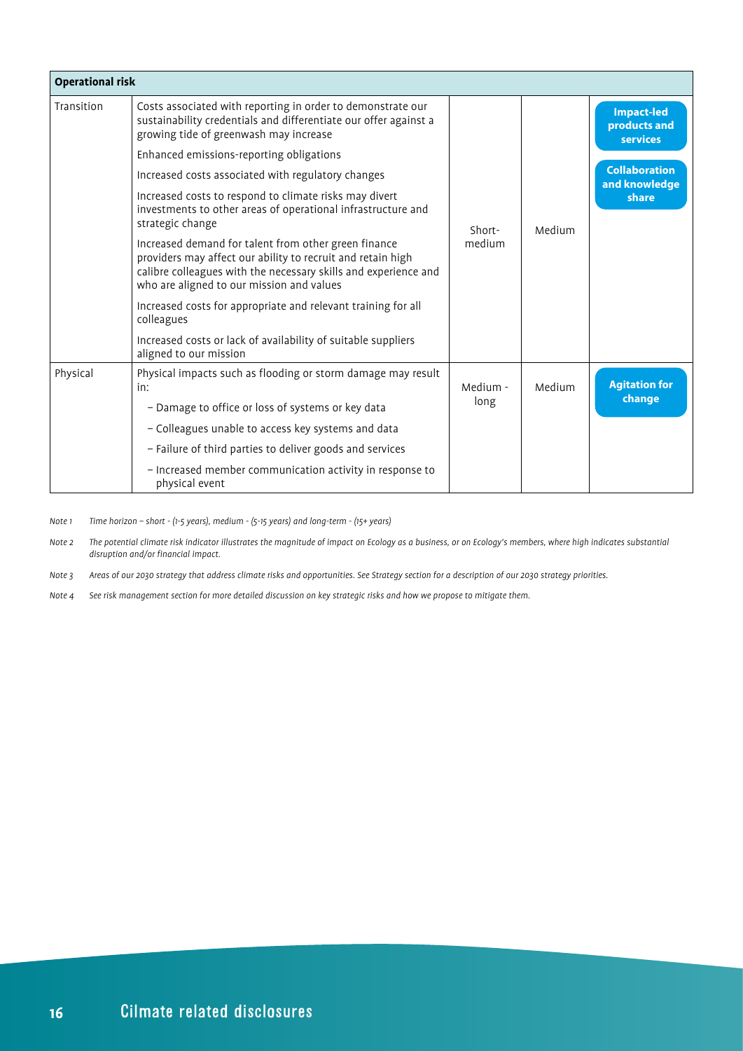| Operational risk | | | | |
|---|---|---|---|---|
| Transition | Costs associated with reporting in order to demonstrate our sustainability credentials and differentiate our offer against a growing tide of greenwash may increase<br>Enhanced emissions-reporting obligations<br>Increased costs associated with regulatory changes<br>Increased costs to respond to climate risks may divert investments to other areas of operational infrastructure and strategic change<br>Increased demand for talent from other green finance providers may affect our ability to recruit and retain high calibre colleagues with the necessary skills and experience and who are aligned to our mission and values<br>Increased costs for appropriate and relevant training for all colleagues<br>Increased costs or lack of availability of suitable suppliers aligned to our mission | Short-medium | Medium | **Impact-led products and services**<br>**Collaboration and knowledge share** |
| Physical | Physical impacts such as flooding or storm damage may result in:<br>– Damage to office or loss of systems or key data<br>– Colleagues unable to access key systems and data<br>– Failure of third parties to deliver goods and services<br>– Increased member communication activity in response to physical event | Medium - long | Medium | **Agitation for change** |

*Note 1 Time horizon – short - (1-5 years), medium - (5-15 years) and long-term - (15+ years)*

*Note 2 The potential climate risk indicator illustrates the magnitude of impact on Ecology as a business, or on Ecology's members, where high indicates substantial disruption and/or financial impact.*

*Note 3 Areas of our 2030 strategy that address climate risks and opportunities. See Strategy section for a description of our 2030 strategy priorities.*

*Note 4 See risk management section for more detailed discussion on key strategic risks and how we propose to mitigate them.*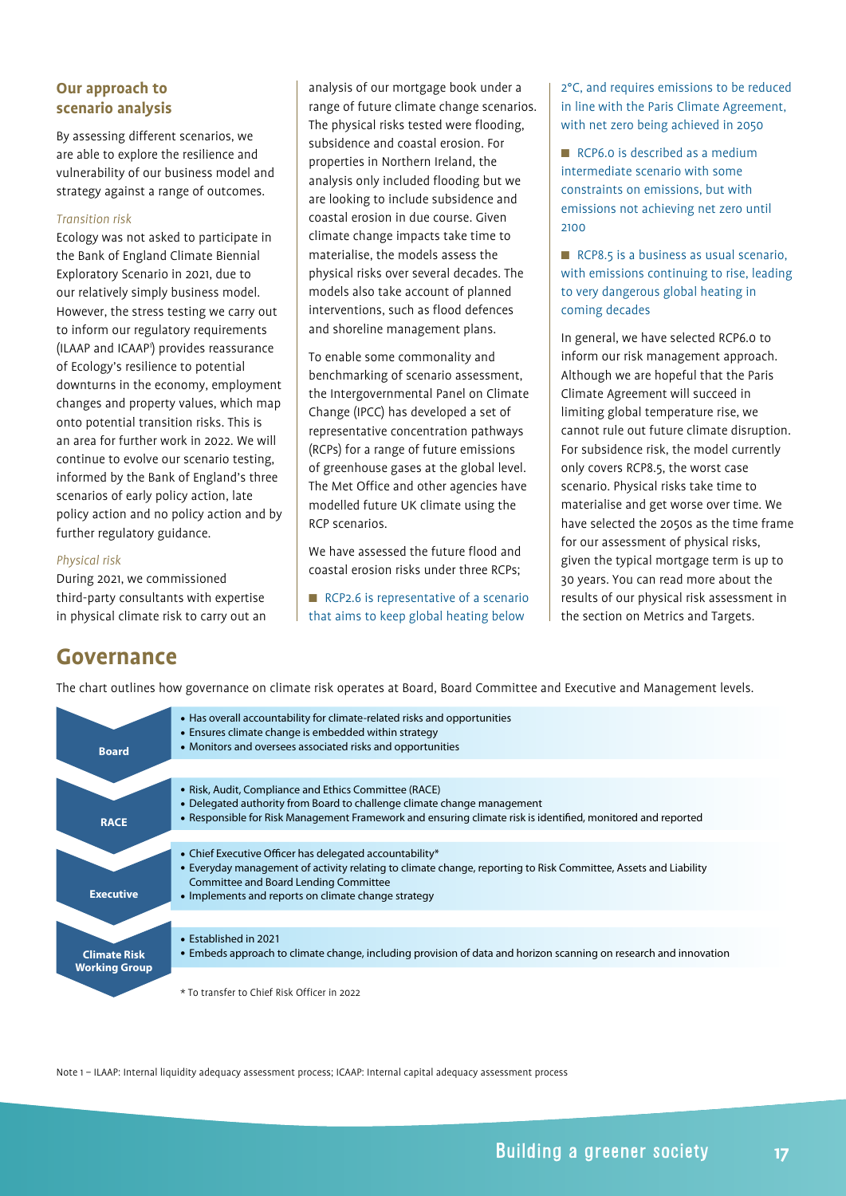## Our approach to scenario analysis

By assessing different scenarios, we are able to explore the resilience and vulnerability of our business model and strategy against a range of outcomes.

*Transition risk*

Ecology was not asked to participate in the Bank of England Climate Biennial Exploratory Scenario in 2021, due to our relatively simply business model. However, the stress testing we carry out to inform our regulatory requirements (ILAAP and ICAAP[1]) provides reassurance of Ecology's resilience to potential downturns in the economy, employment changes and property values, which map onto potential transition risks. This is an area for further work in 2022. We will continue to evolve our scenario testing, informed by the Bank of England's three scenarios of early policy action, late policy action and no policy action and by further regulatory guidance.

*Physical risk*

During 2021, we commissioned third-party consultants with expertise in physical climate risk to carry out an analysis of our mortgage book under a range of future climate change scenarios. The physical risks tested were flooding, subsidence and coastal erosion. For properties in Northern Ireland, the analysis only included flooding but we are looking to include subsidence and coastal erosion in due course. Given climate change impacts take time to materialise, the models assess the physical risks over several decades. The models also take account of planned interventions, such as flood defences and shoreline management plans.

To enable some commonality and benchmarking of scenario assessment, the Intergovernmental Panel on Climate Change (IPCC) has developed a set of representative concentration pathways (RCPs) for a range of future emissions of greenhouse gases at the global level. The Met Office and other agencies have modelled future UK climate using the RCP scenarios.

We have assessed the future flood and coastal erosion risks under three RCPs;

- RCP2.6 is representative of a scenario that aims to keep global heating below 2°C, and requires emissions to be reduced in line with the Paris Climate Agreement, with net zero being achieved in 2050
- RCP6.0 is described as a medium intermediate scenario with some constraints on emissions, but with emissions not achieving net zero until 2100
- RCP8.5 is a business as usual scenario, with emissions continuing to rise, leading to very dangerous global heating in coming decades

In general, we have selected RCP6.0 to inform our risk management approach. Although we are hopeful that the Paris Climate Agreement will succeed in limiting global temperature rise, we cannot rule out future climate disruption. For subsidence risk, the model currently only covers RCP8.5, the worst case scenario. Physical risks take time to materialise and get worse over time. We have selected the 2050s as the time frame for our assessment of physical risks, given the typical mortgage term is up to 30 years. You can read more about the results of our physical risk assessment in the section on Metrics and Targets.

# Governance

The chart outlines how governance on climate risk operates at Board, Board Committee and Executive and Management levels.

| Level | Responsibilities |
|---|---|
| **Board** | • Has overall accountability for climate-related risks and opportunities<br>• Ensures climate change is embedded within strategy<br>• Monitors and oversees associated risks and opportunities |
| **RACE** | • Risk, Audit, Compliance and Ethics Committee (RACE)<br>• Delegated authority from Board to challenge climate change management<br>• Responsible for Risk Management Framework and ensuring climate risk is identified, monitored and reported |
| **Executive** | • Chief Executive Officer has delegated accountability*<br>• Everyday management of activity relating to climate change, reporting to Risk Committee, Assets and Liability Committee and Board Lending Committee<br>• Implements and reports on climate change strategy |
| **Climate Risk Working Group** | • Established in 2021<br>• Embeds approach to climate change, including provision of data and horizon scanning on research and innovation |

\* To transfer to Chief Risk Officer in 2022

Note 1 – ILAAP: Internal liquidity adequacy assessment process; ICAAP: Internal capital adequacy assessment process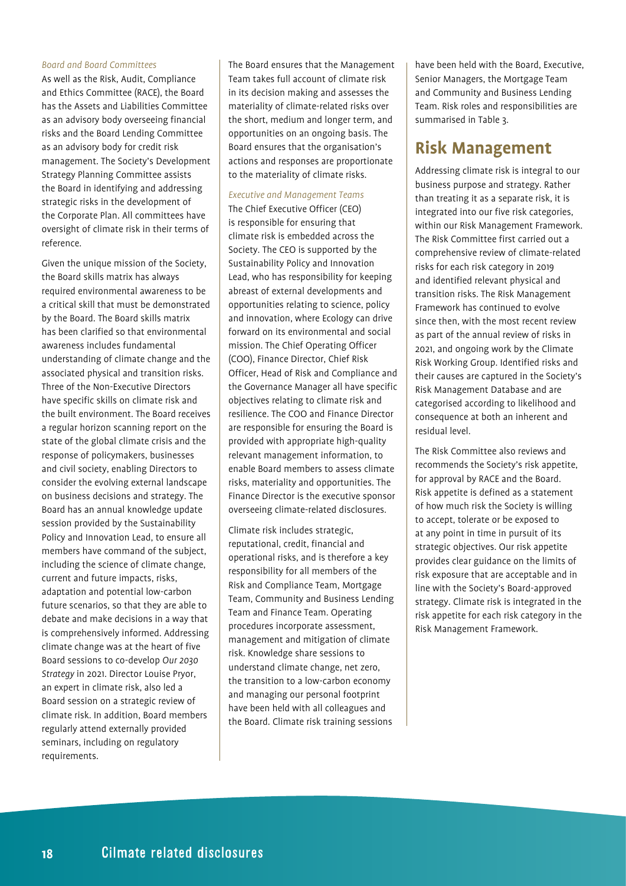*Board and Board Committees*

As well as the Risk, Audit, Compliance and Ethics Committee (RACE), the Board has the Assets and Liabilities Committee as an advisory body overseeing financial risks and the Board Lending Committee as an advisory body for credit risk management. The Society's Development Strategy Planning Committee assists the Board in identifying and addressing strategic risks in the development of the Corporate Plan. All committees have oversight of climate risk in their terms of reference.

Given the unique mission of the Society, the Board skills matrix has always required environmental awareness to be a critical skill that must be demonstrated by the Board. The Board skills matrix has been clarified so that environmental awareness includes fundamental understanding of climate change and the associated physical and transition risks. Three of the Non-Executive Directors have specific skills on climate risk and the built environment. The Board receives a regular horizon scanning report on the state of the global climate crisis and the response of policymakers, businesses and civil society, enabling Directors to consider the evolving external landscape on business decisions and strategy. The Board has an annual knowledge update session provided by the Sustainability Policy and Innovation Lead, to ensure all members have command of the subject, including the science of climate change, current and future impacts, risks, adaptation and potential low-carbon future scenarios, so that they are able to debate and make decisions in a way that is comprehensively informed. Addressing climate change was at the heart of five Board sessions to co-develop *Our 2030 Strategy* in 2021. Director Louise Pryor, an expert in climate risk, also led a Board session on a strategic review of climate risk. In addition, Board members regularly attend externally provided seminars, including on regulatory requirements.

The Board ensures that the Management Team takes full account of climate risk in its decision making and assesses the materiality of climate-related risks over the short, medium and longer term, and opportunities on an ongoing basis. The Board ensures that the organisation's actions and responses are proportionate to the materiality of climate risks.

*Executive and Management Teams*

The Chief Executive Officer (CEO) is responsible for ensuring that climate risk is embedded across the Society. The CEO is supported by the Sustainability Policy and Innovation Lead, who has responsibility for keeping abreast of external developments and opportunities relating to science, policy and innovation, where Ecology can drive forward on its environmental and social mission. The Chief Operating Officer (COO), Finance Director, Chief Risk Officer, Head of Risk and Compliance and the Governance Manager all have specific objectives relating to climate risk and resilience. The COO and Finance Director are responsible for ensuring the Board is provided with appropriate high-quality relevant management information, to enable Board members to assess climate risks, materiality and opportunities. The Finance Director is the executive sponsor overseeing climate-related disclosures.

Climate risk includes strategic, reputational, credit, financial and operational risks, and is therefore a key responsibility for all members of the Risk and Compliance Team, Mortgage Team, Community and Business Lending Team and Finance Team. Operating procedures incorporate assessment, management and mitigation of climate risk. Knowledge share sessions to understand climate change, net zero, the transition to a low-carbon economy and managing our personal footprint have been held with all colleagues and the Board. Climate risk training sessions have been held with the Board, Executive, Senior Managers, the Mortgage Team and Community and Business Lending Team. Risk roles and responsibilities are summarised in Table 3.

## Risk Management

Addressing climate risk is integral to our business purpose and strategy. Rather than treating it as a separate risk, it is integrated into our five risk categories, within our Risk Management Framework. The Risk Committee first carried out a comprehensive review of climate-related risks for each risk category in 2019 and identified relevant physical and transition risks. The Risk Management Framework has continued to evolve since then, with the most recent review as part of the annual review of risks in 2021, and ongoing work by the Climate Risk Working Group. Identified risks and their causes are captured in the Society's Risk Management Database and are categorised according to likelihood and consequence at both an inherent and residual level.

The Risk Committee also reviews and recommends the Society's risk appetite, for approval by RACE and the Board. Risk appetite is defined as a statement of how much risk the Society is willing to accept, tolerate or be exposed to at any point in time in pursuit of its strategic objectives. Our risk appetite provides clear guidance on the limits of risk exposure that are acceptable and in line with the Society's Board-approved strategy. Climate risk is integrated in the risk appetite for each risk category in the Risk Management Framework.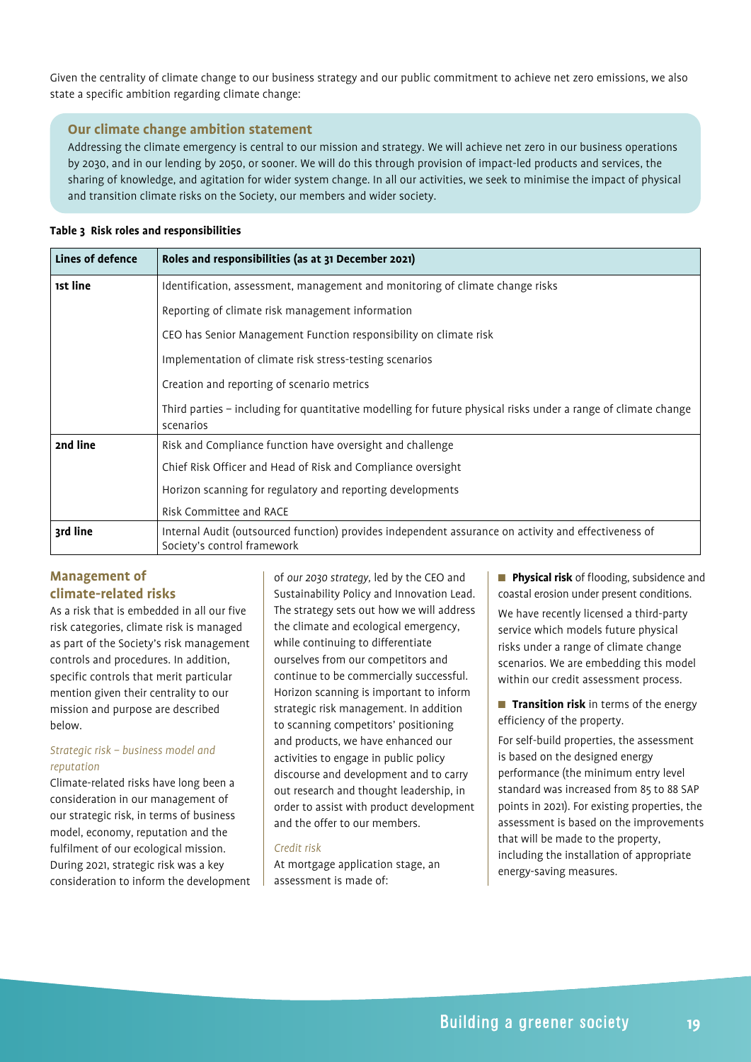Given the centrality of climate change to our business strategy and our public commitment to achieve net zero emissions, we also state a specific ambition regarding climate change:

### Our climate change ambition statement

Addressing the climate emergency is central to our mission and strategy. We will achieve net zero in our business operations by 2030, and in our lending by 2050, or sooner. We will do this through provision of impact-led products and services, the sharing of knowledge, and agitation for wider system change. In all our activities, we seek to minimise the impact of physical and transition climate risks on the Society, our members and wider society.

**Table 3 Risk roles and responsibilities**

| Lines of defence | Roles and responsibilities (as at 31 December 2021) |
|---|---|
| 1st line | Identification, assessment, management and monitoring of climate change risks |
| | Reporting of climate risk management information |
| | CEO has Senior Management Function responsibility on climate risk |
| | Implementation of climate risk stress-testing scenarios |
| | Creation and reporting of scenario metrics |
| | Third parties – including for quantitative modelling for future physical risks under a range of climate change scenarios |
| 2nd line | Risk and Compliance function have oversight and challenge |
| | Chief Risk Officer and Head of Risk and Compliance oversight |
| | Horizon scanning for regulatory and reporting developments |
| | Risk Committee and RACE |
| 3rd line | Internal Audit (outsourced function) provides independent assurance on activity and effectiveness of Society's control framework |

## Management of climate-related risks

As a risk that is embedded in all our five risk categories, climate risk is managed as part of the Society's risk management controls and procedures. In addition, specific controls that merit particular mention given their centrality to our mission and purpose are described below.

*Strategic risk – business model and reputation*

Climate-related risks have long been a consideration in our management of our strategic risk, in terms of business model, economy, reputation and the fulfilment of our ecological mission. During 2021, strategic risk was a key consideration to inform the development of *our 2030 strategy*, led by the CEO and Sustainability Policy and Innovation Lead. The strategy sets out how we will address the climate and ecological emergency, while continuing to differentiate ourselves from our competitors and continue to be commercially successful. Horizon scanning is important to inform strategic risk management. In addition to scanning competitors' positioning and products, we have enhanced our activities to engage in public policy discourse and development and to carry out research and thought leadership, in order to assist with product development and the offer to our members.

*Credit risk*

At mortgage application stage, an assessment is made of:

- **Physical risk** of flooding, subsidence and coastal erosion under present conditions.

  We have recently licensed a third-party service which models future physical risks under a range of climate change scenarios. We are embedding this model within our credit assessment process.

- **Transition risk** in terms of the energy efficiency of the property.

  For self-build properties, the assessment is based on the designed energy performance (the minimum entry level standard was increased from 85 to 88 SAP points in 2021). For existing properties, the assessment is based on the improvements that will be made to the property, including the installation of appropriate energy-saving measures.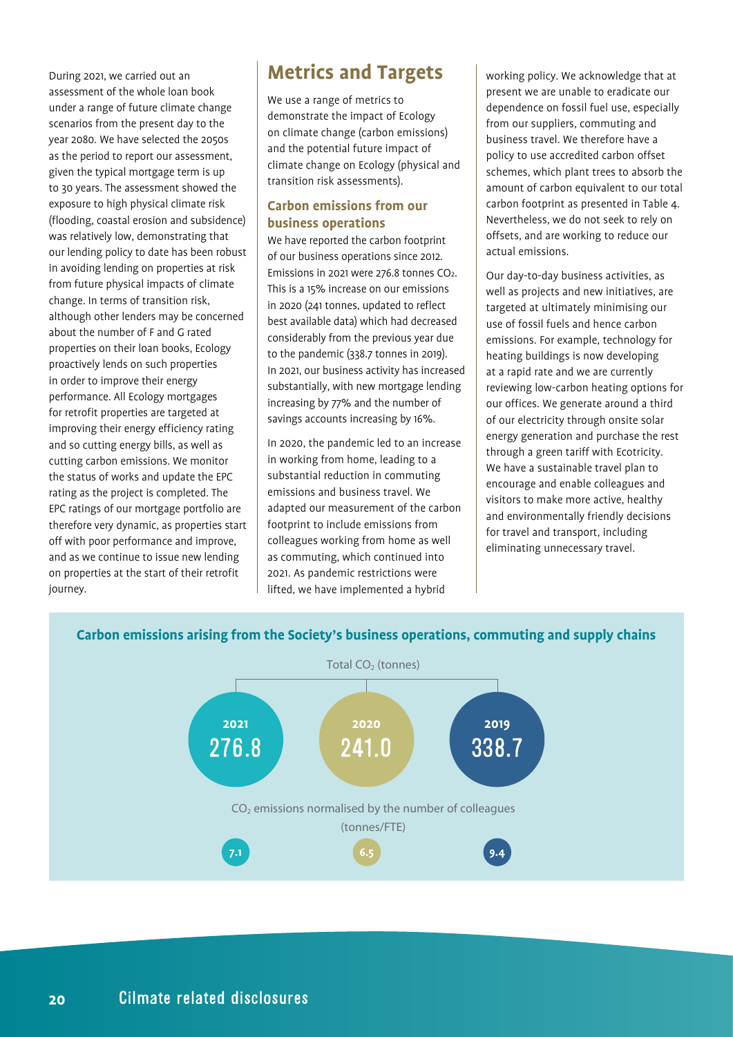During 2021, we carried out an assessment of the whole loan book under a range of future climate change scenarios from the present day to the year 2080. We have selected the 2050s as the period to report our assessment, given the typical mortgage term is up to 30 years. The assessment showed the exposure to high physical climate risk (flooding, coastal erosion and subsidence) was relatively low, demonstrating that our lending policy to date has been robust in avoiding lending on properties at risk from future physical impacts of climate change. In terms of transition risk, although other lenders may be concerned about the number of F and G rated properties on their loan books, Ecology proactively lends on such properties in order to improve their energy performance. All Ecology mortgages for retrofit properties are targeted at improving their energy efficiency rating and so cutting energy bills, as well as cutting carbon emissions. We monitor the status of works and update the EPC rating as the project is completed. The EPC ratings of our mortgage portfolio are therefore very dynamic, as properties start off with poor performance and improve, and as we continue to issue new lending on properties at the start of their retrofit journey.

# Metrics and Targets

We use a range of metrics to demonstrate the impact of Ecology on climate change (carbon emissions) and the potential future impact of climate change on Ecology (physical and transition risk assessments).

## Carbon emissions from our business operations

We have reported the carbon footprint of our business operations since 2012. Emissions in 2021 were 276.8 tonnes $CO_2$. This is a 15% increase on our emissions in 2020 (241 tonnes, updated to reflect best available data) which had decreased considerably from the previous year due to the pandemic (338.7 tonnes in 2019). In 2021, our business activity has increased substantially, with new mortgage lending increasing by 77% and the number of savings accounts increasing by 16%.

In 2020, the pandemic led to an increase in working from home, leading to a substantial reduction in commuting emissions and business travel. We adapted our measurement of the carbon footprint to include emissions from colleagues working from home as well as commuting, which continued into 2021. As pandemic restrictions were lifted, we have implemented a hybrid working policy. We acknowledge that at present we are unable to eradicate our dependence on fossil fuel use, especially from our suppliers, commuting and business travel. We therefore have a policy to use accredited carbon offset schemes, which plant trees to absorb the amount of carbon equivalent to our total carbon footprint as presented in Table 4. Nevertheless, we do not seek to rely on offsets, and are working to reduce our actual emissions.

Our day-to-day business activities, as well as projects and new initiatives, are targeted at ultimately minimising our use of fossil fuels and hence carbon emissions. For example, technology for heating buildings is now developing at a rapid rate and we are currently reviewing low-carbon heating options for our offices. We generate around a third of our electricity through onsite solar energy generation and purchase the rest through a green tariff with Ecotricity. We have a sustainable travel plan to encourage and enable colleagues and visitors to make more active, healthy and environmentally friendly decisions for travel and transport, including eliminating unnecessary travel.

**Carbon emissions arising from the Society's business operations, commuting and supply chains**

| | 2021 | 2020 | 2019 |
|---|---|---|---|
| Total $CO_2$ (tonnes) | 276.8 | 241.0 | 338.7 |
| $CO_2$ emissions normalised by the number of colleagues (tonnes/FTE) | 7.1 | 6.5 | 9.4 |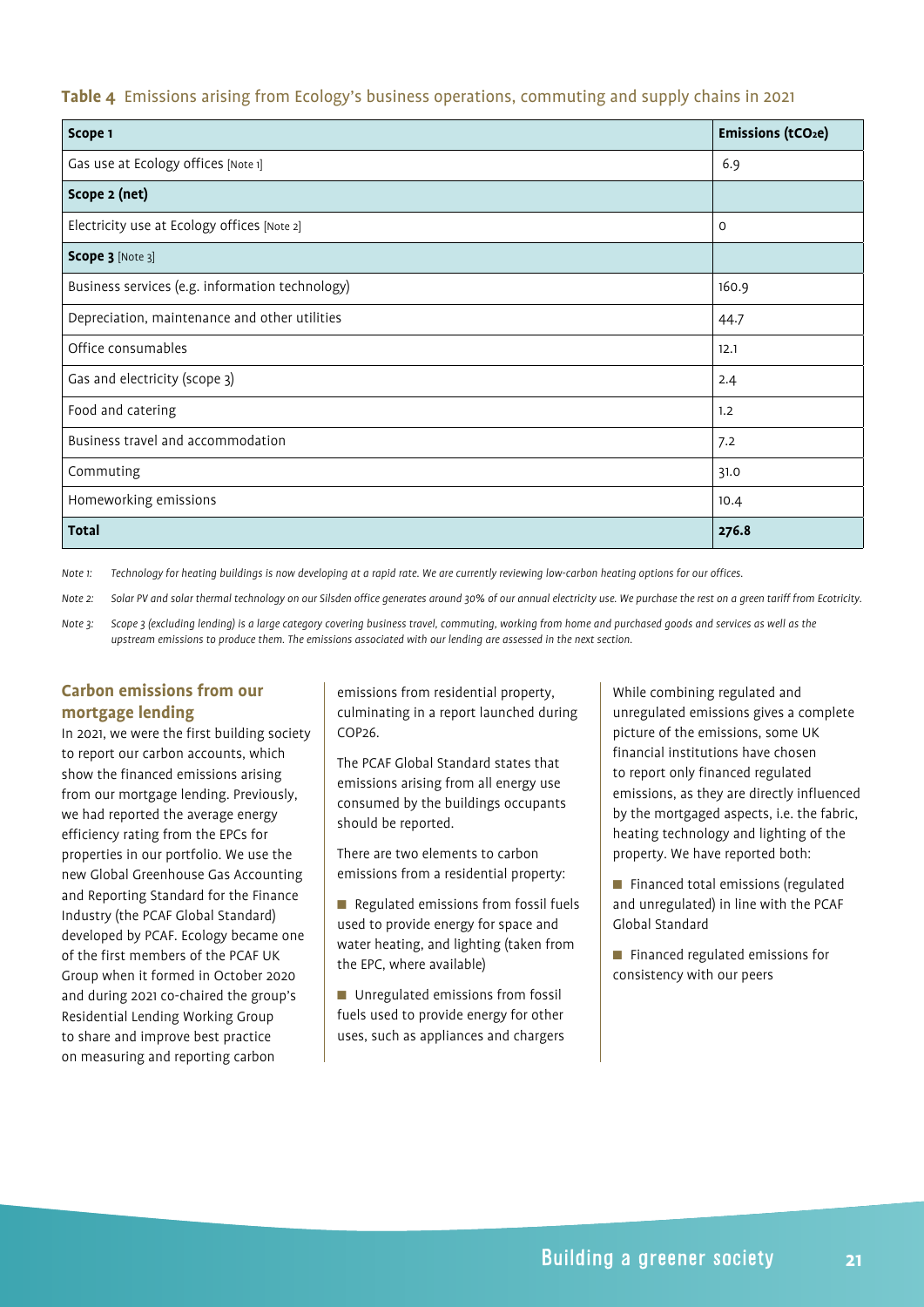**Table 4** Emissions arising from Ecology's business operations, commuting and supply chains in 2021

| Scope 1 | Emissions ($tCO_2e$) |
|---|---|
| Gas use at Ecology offices [Note 1] | 6.9 |
| **Scope 2 (net)** | |
| Electricity use at Ecology offices [Note 2] | 0 |
| **Scope 3** [Note 3] | |
| Business services (e.g. information technology) | 160.9 |
| Depreciation, maintenance and other utilities | 44.7 |
| Office consumables | 12.1 |
| Gas and electricity (scope 3) | 2.4 |
| Food and catering | 1.2 |
| Business travel and accommodation | 7.2 |
| Commuting | 31.0 |
| Homeworking emissions | 10.4 |
| **Total** | **276.8** |

*Note 1: Technology for heating buildings is now developing at a rapid rate. We are currently reviewing low-carbon heating options for our offices.*

*Note 2: Solar PV and solar thermal technology on our Silsden office generates around 30% of our annual electricity use. We purchase the rest on a green tariff from Ecotricity.*

*Note 3: Scope 3 (excluding lending) is a large category covering business travel, commuting, working from home and purchased goods and services as well as the upstream emissions to produce them. The emissions associated with our lending are assessed in the next section.*

## Carbon emissions from our mortgage lending

In 2021, we were the first building society to report our carbon accounts, which show the financed emissions arising from our mortgage lending. Previously, we had reported the average energy efficiency rating from the EPCs for properties in our portfolio. We use the new Global Greenhouse Gas Accounting and Reporting Standard for the Finance Industry (the PCAF Global Standard) developed by PCAF. Ecology became one of the first members of the PCAF UK Group when it formed in October 2020 and during 2021 co-chaired the group's Residential Lending Working Group to share and improve best practice on measuring and reporting carbon emissions from residential property, culminating in a report launched during COP26.

The PCAF Global Standard states that emissions arising from all energy use consumed by the buildings occupants should be reported.

There are two elements to carbon emissions from a residential property:

- Regulated emissions from fossil fuels used to provide energy for space and water heating, and lighting (taken from the EPC, where available)
- Unregulated emissions from fossil fuels used to provide energy for other uses, such as appliances and chargers

While combining regulated and unregulated emissions gives a complete picture of the emissions, some UK financial institutions have chosen to report only financed regulated emissions, as they are directly influenced by the mortgaged aspects, i.e. the fabric, heating technology and lighting of the property. We have reported both:

- Financed total emissions (regulated and unregulated) in line with the PCAF Global Standard
- Financed regulated emissions for consistency with our peers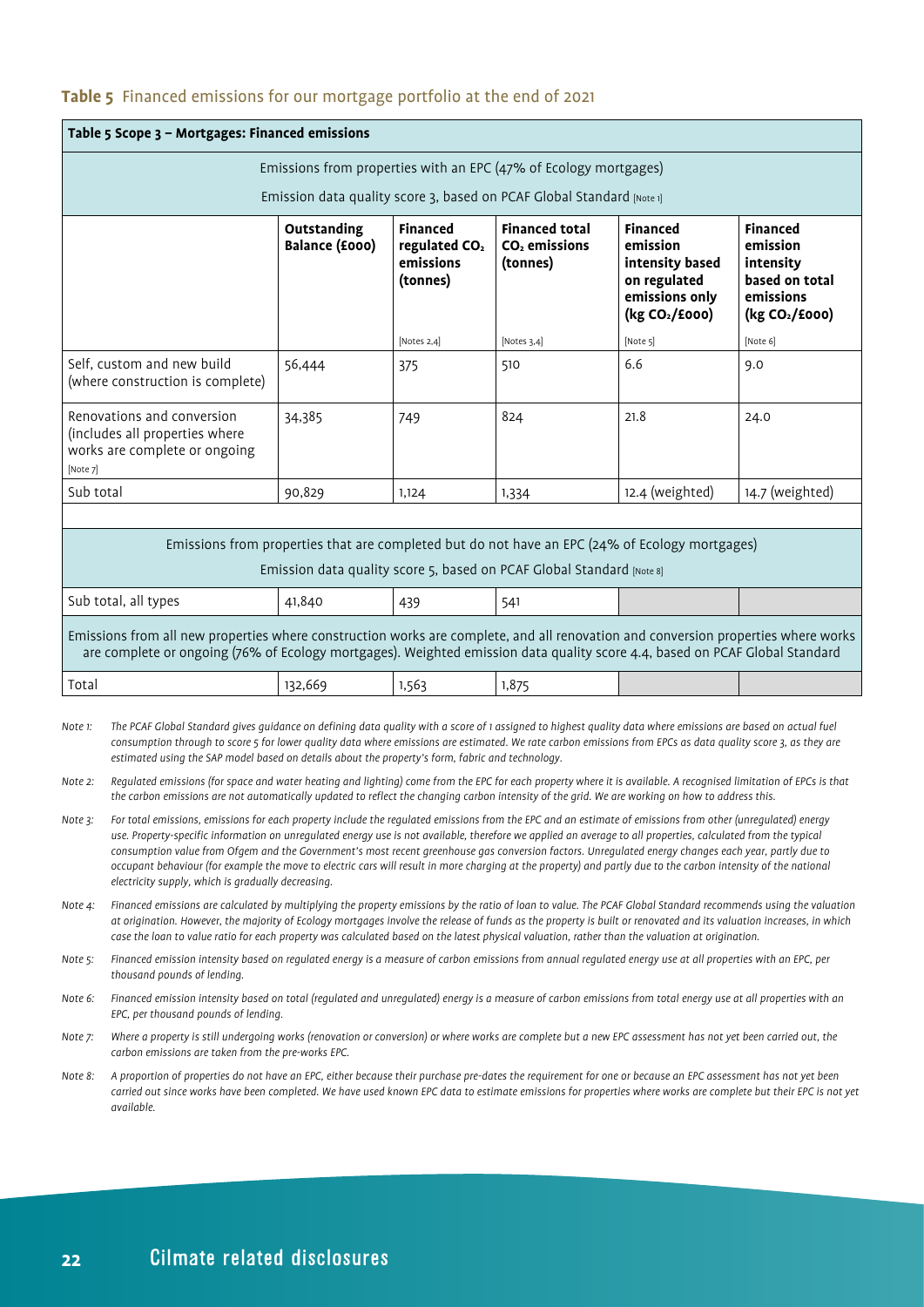**Table 5** Financed emissions for our mortgage portfolio at the end of 2021

| **Table 5 Scope 3 – Mortgages: Financed emissions** | | | | | |
|---|---|---|---|---|---|
| Emissions from properties with an EPC (47% of Ecology mortgages)<br>Emission data quality score 3, based on PCAF Global Standard [Note 1] | | | | | |
| | **Outstanding Balance (£000)** | **Financed regulated $CO_2$ emissions (tonnes)**<br>[Notes 2,4] | **Financed total $CO_2$ emissions (tonnes)**<br>[Notes 3,4] | **Financed emission intensity based on regulated emissions only (kg $CO_2$/£000)**<br>[Note 5] | **Financed emission intensity based on total emissions (kg $CO_2$/£000)**<br>[Note 6] |
| Self, custom and new build (where construction is complete) | 56,444 | 375 | 510 | 6.6 | 9.0 |
| Renovations and conversion (includes all properties where works are complete or ongoing [Note 7] | 34,385 | 749 | 824 | 21.8 | 24.0 |
| Sub total | 90,829 | 1,124 | 1,334 | 12.4 (weighted) | 14.7 (weighted) |
| Emissions from properties that are completed but do not have an EPC (24% of Ecology mortgages)<br>Emission data quality score 5, based on PCAF Global Standard [Note 8] | | | | | |
| Sub total, all types | 41,840 | 439 | 541 | | |
| Emissions from all new properties where construction works are complete, and all renovation and conversion properties where works are complete or ongoing (76% of Ecology mortgages). Weighted emission data quality score 4.4, based on PCAF Global Standard | | | | | |
| Total | 132,669 | 1,563 | 1,875 | | |

*Note 1: The PCAF Global Standard gives guidance on defining data quality with a score of 1 assigned to highest quality data where emissions are based on actual fuel consumption through to score 5 for lower quality data where emissions are estimated. We rate carbon emissions from EPCs as data quality score 3, as they are estimated using the SAP model based on details about the property's form, fabric and technology.*

*Note 2: Regulated emissions (for space and water heating and lighting) come from the EPC for each property where it is available. A recognised limitation of EPCs is that the carbon emissions are not automatically updated to reflect the changing carbon intensity of the grid. We are working on how to address this.*

*Note 3: For total emissions, emissions for each property include the regulated emissions from the EPC and an estimate of emissions from other (unregulated) energy use. Property-specific information on unregulated energy use is not available, therefore we applied an average to all properties, calculated from the typical consumption value from Ofgem and the Government's most recent greenhouse gas conversion factors. Unregulated energy changes each year, partly due to occupant behaviour (for example the move to electric cars will result in more charging at the property) and partly due to the carbon intensity of the national electricity supply, which is gradually decreasing.*

*Note 4: Financed emissions are calculated by multiplying the property emissions by the ratio of loan to value. The PCAF Global Standard recommends using the valuation at origination. However, the majority of Ecology mortgages involve the release of funds as the property is built or renovated and its valuation increases, in which case the loan to value ratio for each property was calculated based on the latest physical valuation, rather than the valuation at origination.*

*Note 5: Financed emission intensity based on regulated energy is a measure of carbon emissions from annual regulated energy use at all properties with an EPC, per thousand pounds of lending.*

*Note 6: Financed emission intensity based on total (regulated and unregulated) energy is a measure of carbon emissions from total energy use at all properties with an EPC, per thousand pounds of lending.*

*Note 7: Where a property is still undergoing works (renovation or conversion) or where works are complete but a new EPC assessment has not yet been carried out, the carbon emissions are taken from the pre-works EPC.*

*Note 8: A proportion of properties do not have an EPC, either because their purchase pre-dates the requirement for one or because an EPC assessment has not yet been carried out since works have been completed. We have used known EPC data to estimate emissions for properties where works are complete but their EPC is not yet available.*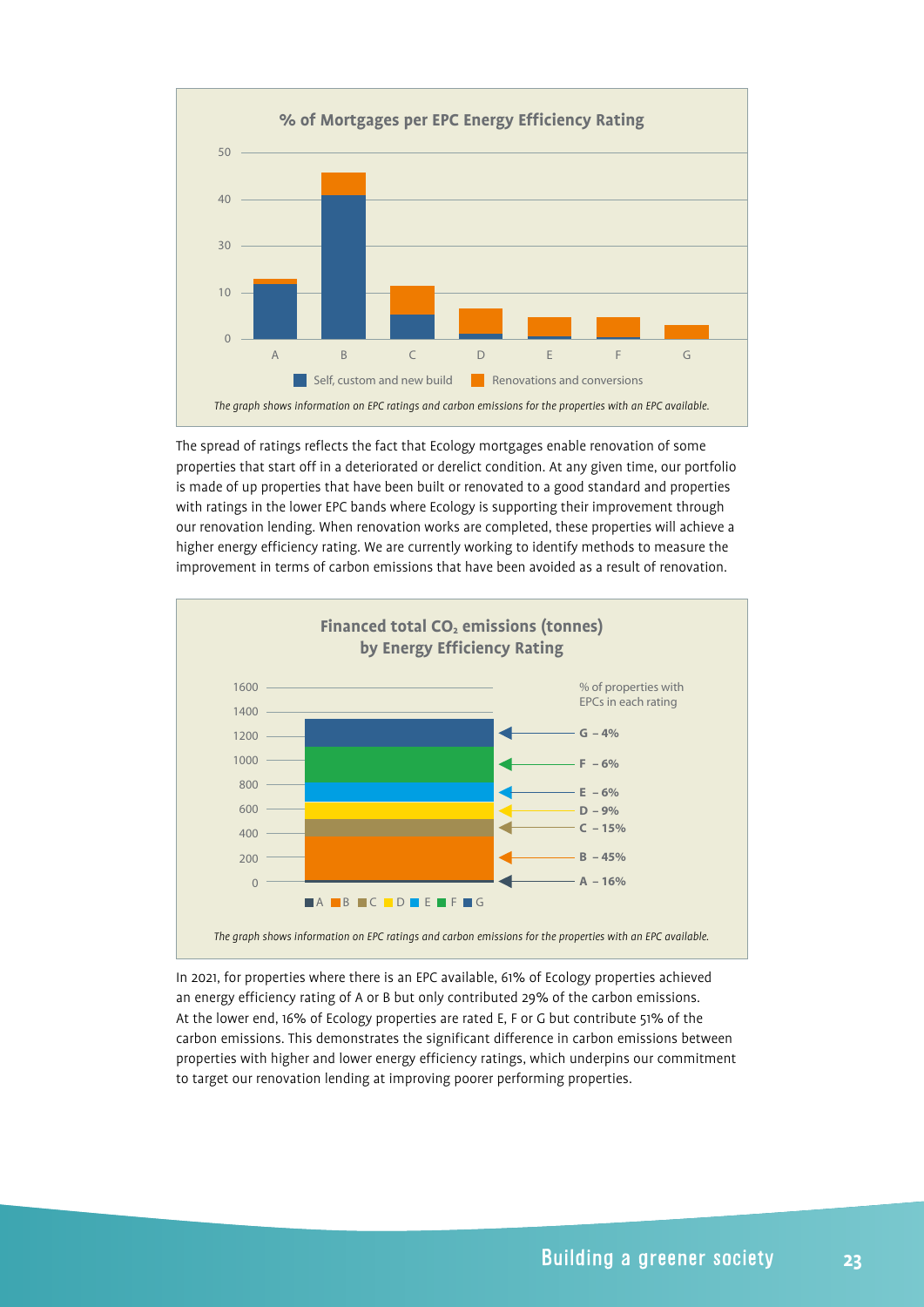**% of Mortgages per EPC Energy Efficiency Rating**

Legend: Self, custom and new build | Renovations and conversions

*The graph shows information on EPC ratings and carbon emissions for the properties with an EPC available.*

The spread of ratings reflects the fact that Ecology mortgages enable renovation of some properties that start off in a deteriorated or derelict condition. At any given time, our portfolio is made of up properties that have been built or renovated to a good standard and properties with ratings in the lower EPC bands where Ecology is supporting their improvement through our renovation lending. When renovation works are completed, these properties will achieve a higher energy efficiency rating. We are currently working to identify methods to measure the improvement in terms of carbon emissions that have been avoided as a result of renovation.

**Financed total $CO_2$ emissions (tonnes) by Energy Efficiency Rating**

% of properties with EPCs in each rating:

- G – 4%
- F – 6%
- E – 6%
- D – 9%
- C – 15%
- B – 45%
- A – 16%

*The graph shows information on EPC ratings and carbon emissions for the properties with an EPC available.*

In 2021, for properties where there is an EPC available, 61% of Ecology properties achieved an energy efficiency rating of A or B but only contributed 29% of the carbon emissions. At the lower end, 16% of Ecology properties are rated E, F or G but contribute 51% of the carbon emissions. This demonstrates the significant difference in carbon emissions between properties with higher and lower energy efficiency ratings, which underpins our commitment to target our renovation lending at improving poorer performing properties.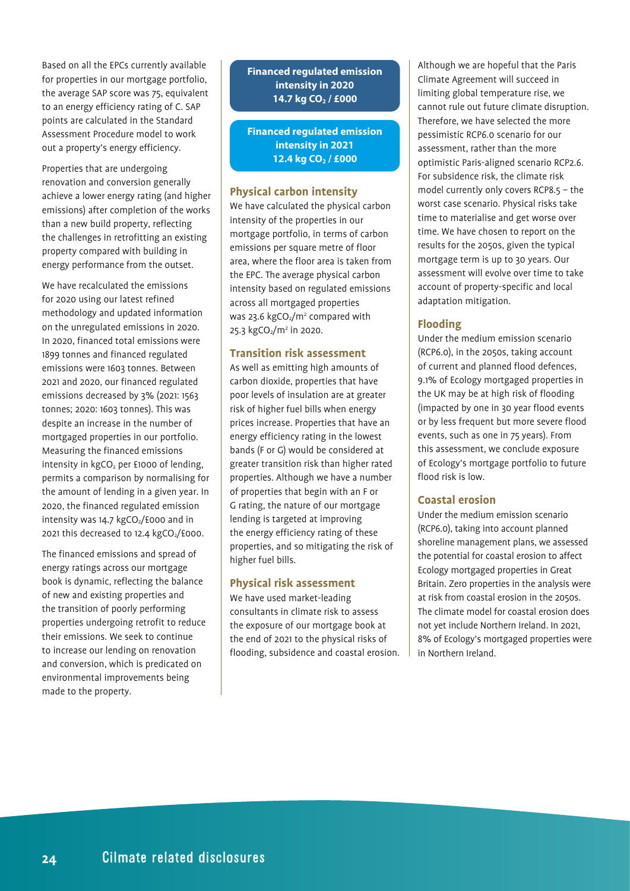Based on all the EPCs currently available for properties in our mortgage portfolio, the average SAP score was 75, equivalent to an energy efficiency rating of C. SAP points are calculated in the Standard Assessment Procedure model to work out a property's energy efficiency.

Properties that are undergoing renovation and conversion generally achieve a lower energy rating (and higher emissions) after completion of the works than a new build property, reflecting the challenges in retrofitting an existing property compared with building in energy performance from the outset.

We have recalculated the emissions for 2020 using our latest refined methodology and updated information on the unregulated emissions in 2020. In 2020, financed total emissions were 1899 tonnes and financed regulated emissions were 1603 tonnes. Between 2021 and 2020, our financed regulated emissions decreased by 3% (2021: 1563 tonnes; 2020: 1603 tonnes). This was despite an increase in the number of mortgaged properties in our portfolio. Measuring the financed emissions intensity in $kgCO_2$ per £1000 of lending, permits a comparison by normalising for the amount of lending in a given year. In 2020, the financed regulated emission intensity was 14.7 $kgCO_2$/£000 and in 2021 this decreased to 12.4 $kgCO_2$/£000.

The financed emissions and spread of energy ratings across our mortgage book is dynamic, reflecting the balance of new and existing properties and the transition of poorly performing properties undergoing retrofit to reduce their emissions. We seek to continue to increase our lending on renovation and conversion, which is predicated on environmental improvements being made to the property.

**Financed regulated emission intensity in 2020**
**14.7 kg $CO_2$ / £000**

**Financed regulated emission intensity in 2021**
**12.4 kg $CO_2$ / £000**

## Physical carbon intensity

We have calculated the physical carbon intensity of the properties in our mortgage portfolio, in terms of carbon emissions per square metre of floor area, where the floor area is taken from the EPC. The average physical carbon intensity based on regulated emissions across all mortgaged properties was 23.6 $kgCO_2/m^2$ compared with 25.3 $kgCO_2/m^2$ in 2020.

## Transition risk assessment

As well as emitting high amounts of carbon dioxide, properties that have poor levels of insulation are at greater risk of higher fuel bills when energy prices increase. Properties that have an energy efficiency rating in the lowest bands (F or G) would be considered at greater transition risk than higher rated properties. Although we have a number of properties that begin with an F or G rating, the nature of our mortgage lending is targeted at improving the energy efficiency rating of these properties, and so mitigating the risk of higher fuel bills.

## Physical risk assessment

We have used market-leading consultants in climate risk to assess the exposure of our mortgage book at the end of 2021 to the physical risks of flooding, subsidence and coastal erosion.

Although we are hopeful that the Paris Climate Agreement will succeed in limiting global temperature rise, we cannot rule out future climate disruption. Therefore, we have selected the more pessimistic RCP6.0 scenario for our assessment, rather than the more optimistic Paris-aligned scenario RCP2.6. For subsidence risk, the climate risk model currently only covers RCP8.5 – the worst case scenario. Physical risks take time to materialise and get worse over time. We have chosen to report on the results for the 2050s, given the typical mortgage term is up to 30 years. Our assessment will evolve over time to take account of property-specific and local adaptation mitigation.

## Flooding

Under the medium emission scenario (RCP6.0), in the 2050s, taking account of current and planned flood defences, 9.1% of Ecology mortgaged properties in the UK may be at high risk of flooding (impacted by one in 30 year flood events or by less frequent but more severe flood events, such as one in 75 years). From this assessment, we conclude exposure of Ecology's mortgage portfolio to future flood risk is low.

## Coastal erosion

Under the medium emission scenario (RCP6.0), taking into account planned shoreline management plans, we assessed the potential for coastal erosion to affect Ecology mortgaged properties in Great Britain. Zero properties in the analysis were at risk from coastal erosion in the 2050s. The climate model for coastal erosion does not yet include Northern Ireland. In 2021, 8% of Ecology's mortgaged properties were in Northern Ireland.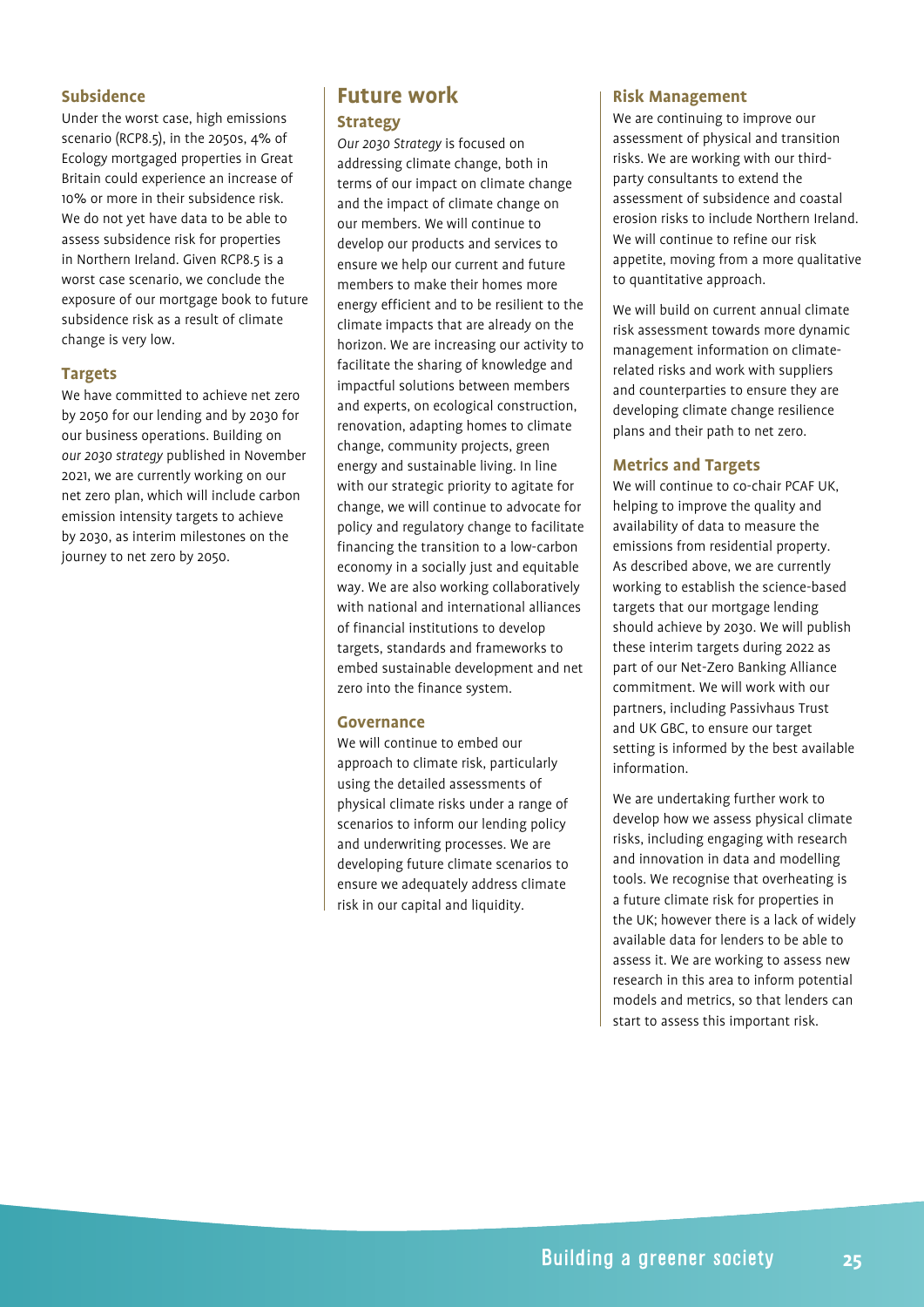### Subsidence

Under the worst case, high emissions scenario (RCP8.5), in the 2050s, 4% of Ecology mortgaged properties in Great Britain could experience an increase of 10% or more in their subsidence risk. We do not yet have data to be able to assess subsidence risk for properties in Northern Ireland. Given RCP8.5 is a worst case scenario, we conclude the exposure of our mortgage book to future subsidence risk as a result of climate change is very low.

### Targets

We have committed to achieve net zero by 2050 for our lending and by 2030 for our business operations. Building on *our 2030 strategy* published in November 2021, we are currently working on our net zero plan, which will include carbon emission intensity targets to achieve by 2030, as interim milestones on the journey to net zero by 2050.

## Future work

### Strategy

*Our 2030 Strategy* is focused on addressing climate change, both in terms of our impact on climate change and the impact of climate change on our members. We will continue to develop our products and services to ensure we help our current and future members to make their homes more energy efficient and to be resilient to the climate impacts that are already on the horizon. We are increasing our activity to facilitate the sharing of knowledge and impactful solutions between members and experts, on ecological construction, renovation, adapting homes to climate change, community projects, green energy and sustainable living. In line with our strategic priority to agitate for change, we will continue to advocate for policy and regulatory change to facilitate financing the transition to a low-carbon economy in a socially just and equitable way. We are also working collaboratively with national and international alliances of financial institutions to develop targets, standards and frameworks to embed sustainable development and net zero into the finance system.

### Governance

We will continue to embed our approach to climate risk, particularly using the detailed assessments of physical climate risks under a range of scenarios to inform our lending policy and underwriting processes. We are developing future climate scenarios to ensure we adequately address climate risk in our capital and liquidity.

### Risk Management

We are continuing to improve our assessment of physical and transition risks. We are working with our third-party consultants to extend the assessment of subsidence and coastal erosion risks to include Northern Ireland. We will continue to refine our risk appetite, moving from a more qualitative to quantitative approach.

We will build on current annual climate risk assessment towards more dynamic management information on climate-related risks and work with suppliers and counterparties to ensure they are developing climate change resilience plans and their path to net zero.

### Metrics and Targets

We will continue to co-chair PCAF UK, helping to improve the quality and availability of data to measure the emissions from residential property. As described above, we are currently working to establish the science-based targets that our mortgage lending should achieve by 2030. We will publish these interim targets during 2022 as part of our Net-Zero Banking Alliance commitment. We will work with our partners, including Passivhaus Trust and UK GBC, to ensure our target setting is informed by the best available information.

We are undertaking further work to develop how we assess physical climate risks, including engaging with research and innovation in data and modelling tools. We recognise that overheating is a future climate risk for properties in the UK; however there is a lack of widely available data for lenders to be able to assess it. We are working to assess new research in this area to inform potential models and metrics, so that lenders can start to assess this important risk.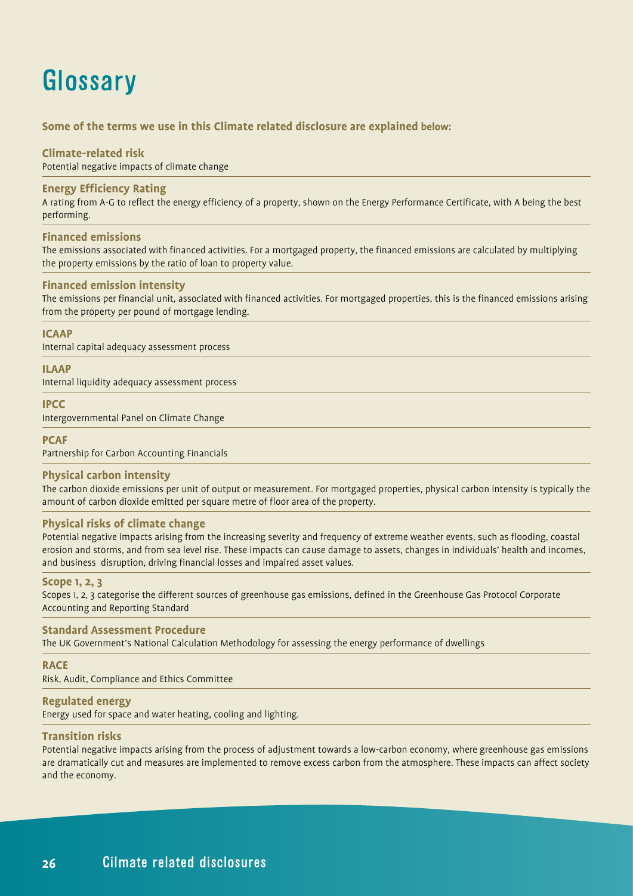# Glossary

**Some of the terms we use in this Climate related disclosure are explained below:**

**Climate-related risk**
Potential negative impacts of climate change

**Energy Efficiency Rating**
A rating from A-G to reflect the energy efficiency of a property, shown on the Energy Performance Certificate, with A being the best performing.

**Financed emissions**
The emissions associated with financed activities. For a mortgaged property, the financed emissions are calculated by multiplying the property emissions by the ratio of loan to property value.

**Financed emission intensity**
The emissions per financial unit, associated with financed activities. For mortgaged properties, this is the financed emissions arising from the property per pound of mortgage lending.

**ICAAP**
Internal capital adequacy assessment process

**ILAAP**
Internal liquidity adequacy assessment process

**IPCC**
Intergovernmental Panel on Climate Change

**PCAF**
Partnership for Carbon Accounting Financials

**Physical carbon intensity**
The carbon dioxide emissions per unit of output or measurement. For mortgaged properties, physical carbon intensity is typically the amount of carbon dioxide emitted per square metre of floor area of the property.

**Physical risks of climate change**
Potential negative impacts arising from the increasing severity and frequency of extreme weather events, such as flooding, coastal erosion and storms, and from sea level rise. These impacts can cause damage to assets, changes in individuals' health and incomes, and business disruption, driving financial losses and impaired asset values.

**Scope 1, 2, 3**
Scopes 1, 2, 3 categorise the different sources of greenhouse gas emissions, defined in the Greenhouse Gas Protocol Corporate Accounting and Reporting Standard

**Standard Assessment Procedure**
The UK Government's National Calculation Methodology for assessing the energy performance of dwellings

**RACE**
Risk, Audit, Compliance and Ethics Committee

**Regulated energy**
Energy used for space and water heating, cooling and lighting.

**Transition risks**
Potential negative impacts arising from the process of adjustment towards a low-carbon economy, where greenhouse gas emissions are dramatically cut and measures are implemented to remove excess carbon from the atmosphere. These impacts can affect society and the economy.